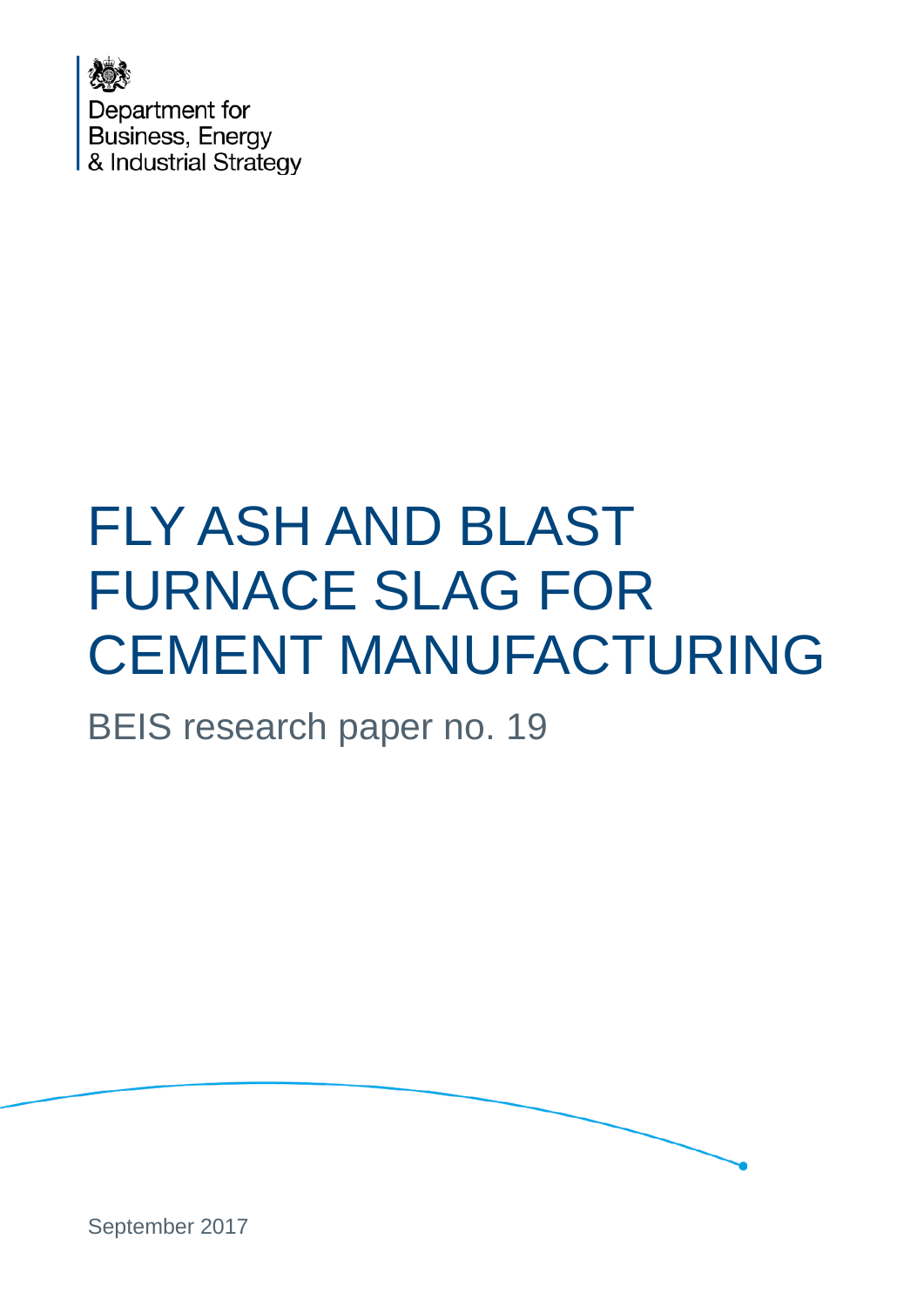Department for Business, Energy & Industrial Strategy

# FLY ASH AND BLAST FURNACE SLAG FOR CEMENT MANUFACTURING

BEIS research paper no. 19

September 2017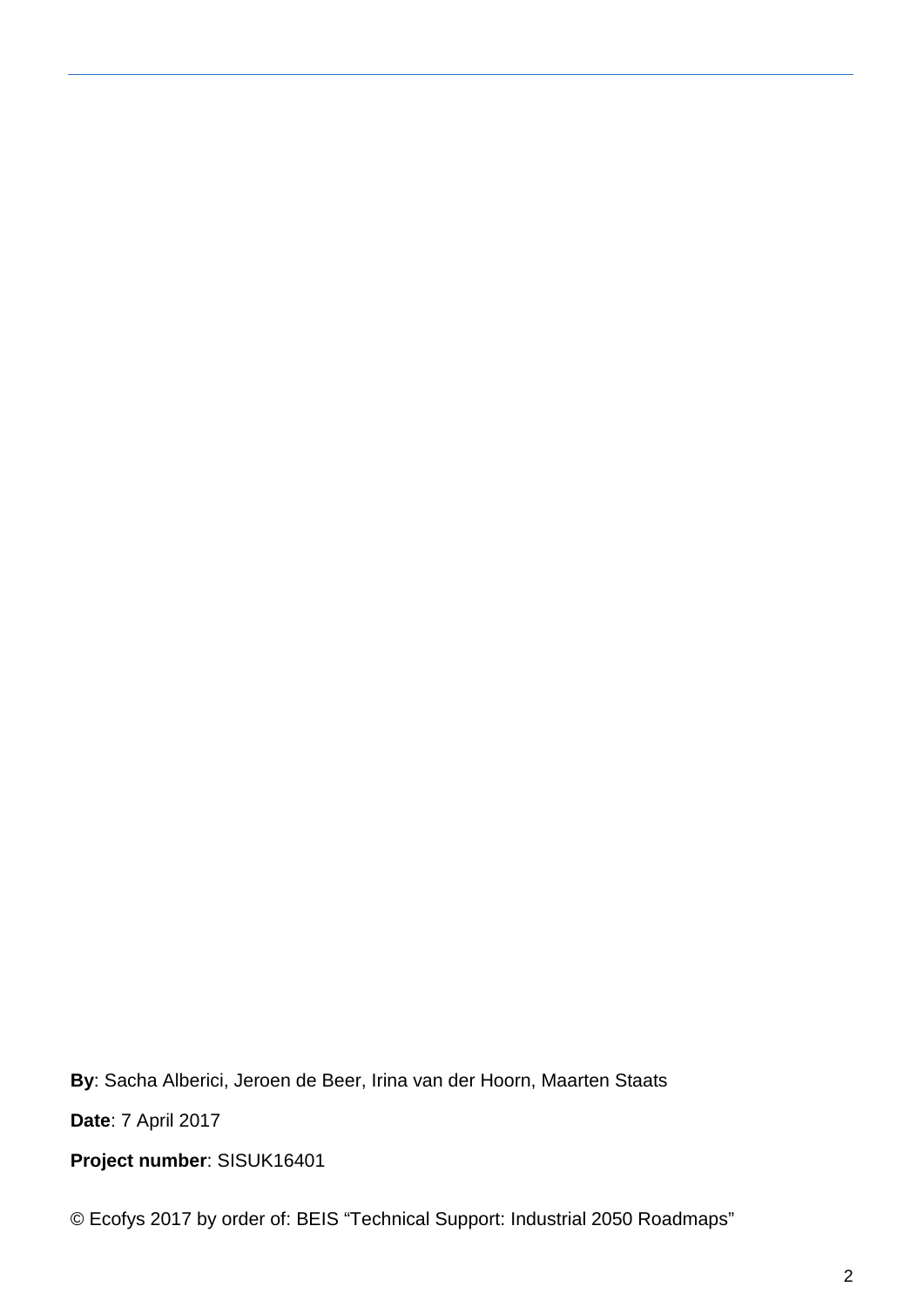**By**: Sacha Alberici, Jeroen de Beer, Irina van der Hoorn, Maarten Staats

**Date**: 7 April 2017

**Project number**: SISUK16401

© Ecofys 2017 by order of: BEIS "Technical Support: Industrial 2050 Roadmaps"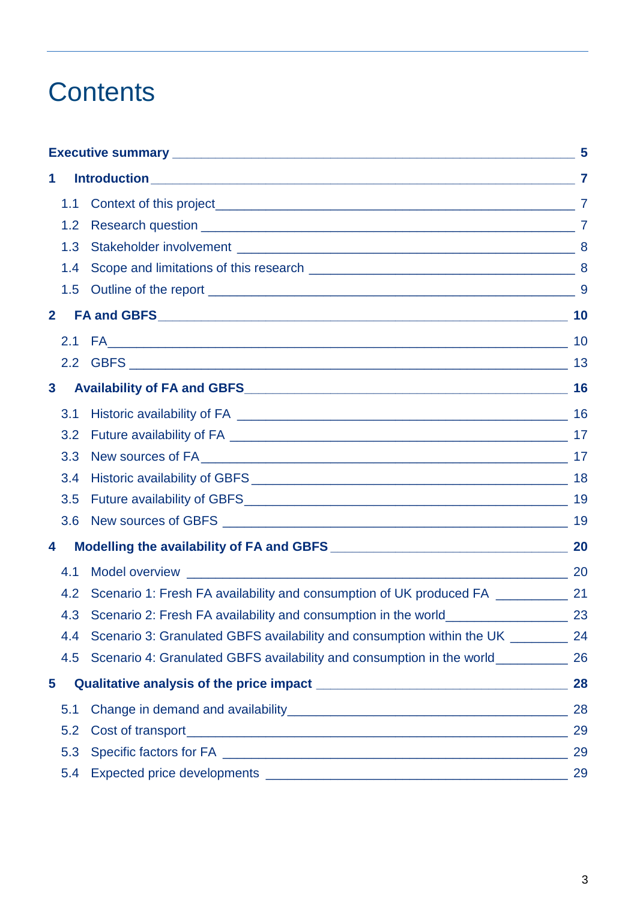# Contents

**Executive summary** **5**

**1 Introduction** **7**

- 1.1 Context of this project 7
- 1.2 Research question 7
- 1.3 Stakeholder involvement 8
- 1.4 Scope and limitations of this research 8
- 1.5 Outline of the report 9

**2 FA and GBFS** **10**

- 2.1 FA 10
- 2.2 GBFS 13

**3 Availability of FA and GBFS** **16**

- 3.1 Historic availability of FA 16
- 3.2 Future availability of FA 17
- 3.3 New sources of FA 17
- 3.4 Historic availability of GBFS 18
- 3.5 Future availability of GBFS 19
- 3.6 New sources of GBFS 19

**4 Modelling the availability of FA and GBFS** **20**

- 4.1 Model overview 20
- 4.2 Scenario 1: Fresh FA availability and consumption of UK produced FA 21
- 4.3 Scenario 2: Fresh FA availability and consumption in the world 23
- 4.4 Scenario 3: Granulated GBFS availability and consumption within the UK 24
- 4.5 Scenario 4: Granulated GBFS availability and consumption in the world 26

**5 Qualitative analysis of the price impact** **28**

- 5.1 Change in demand and availability 28
- 5.2 Cost of transport 29
- 5.3 Specific factors for FA 29
- 5.4 Expected price developments 29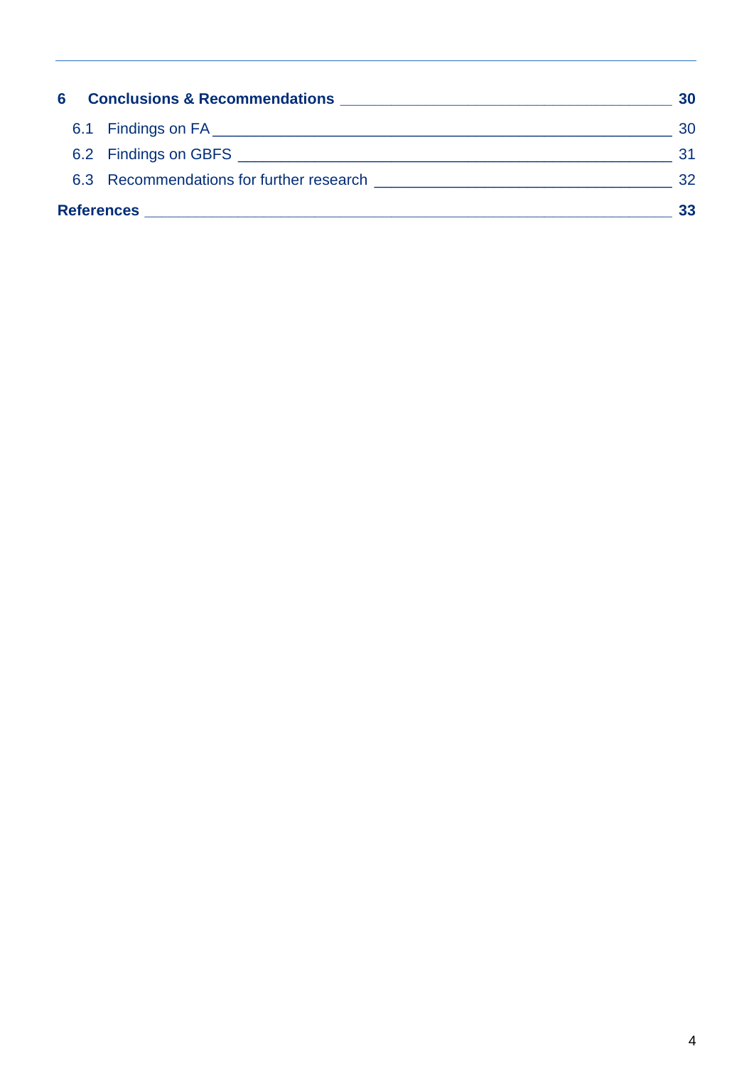**6 Conclusions & Recommendations 30**

6.1 Findings on FA 30

6.2 Findings on GBFS 31

6.3 Recommendations for further research 32

**References 33**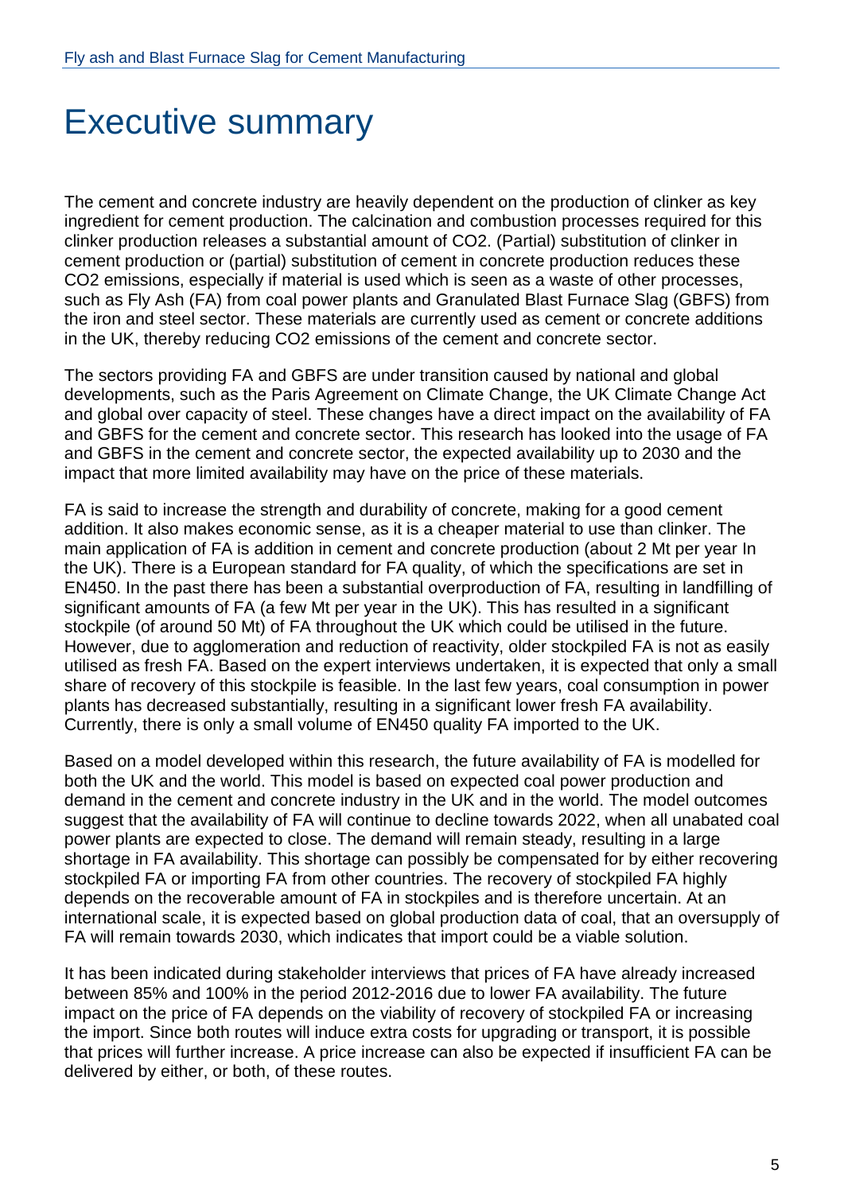# Executive summary

The cement and concrete industry are heavily dependent on the production of clinker as key ingredient for cement production. The calcination and combustion processes required for this clinker production releases a substantial amount of $CO_2$. (Partial) substitution of clinker in cement production or (partial) substitution of cement in concrete production reduces these $CO_2$ emissions, especially if material is used which is seen as a waste of other processes, such as Fly Ash (FA) from coal power plants and Granulated Blast Furnace Slag (GBFS) from the iron and steel sector. These materials are currently used as cement or concrete additions in the UK, thereby reducing $CO_2$ emissions of the cement and concrete sector.

The sectors providing FA and GBFS are under transition caused by national and global developments, such as the Paris Agreement on Climate Change, the UK Climate Change Act and global over capacity of steel. These changes have a direct impact on the availability of FA and GBFS for the cement and concrete sector. This research has looked into the usage of FA and GBFS in the cement and concrete sector, the expected availability up to 2030 and the impact that more limited availability may have on the price of these materials.

FA is said to increase the strength and durability of concrete, making for a good cement addition. It also makes economic sense, as it is a cheaper material to use than clinker. The main application of FA is addition in cement and concrete production (about 2 Mt per year In the UK). There is a European standard for FA quality, of which the specifications are set in EN450. In the past there has been a substantial overproduction of FA, resulting in landfilling of significant amounts of FA (a few Mt per year in the UK). This has resulted in a significant stockpile (of around 50 Mt) of FA throughout the UK which could be utilised in the future. However, due to agglomeration and reduction of reactivity, older stockpiled FA is not as easily utilised as fresh FA. Based on the expert interviews undertaken, it is expected that only a small share of recovery of this stockpile is feasible. In the last few years, coal consumption in power plants has decreased substantially, resulting in a significant lower fresh FA availability. Currently, there is only a small volume of EN450 quality FA imported to the UK.

Based on a model developed within this research, the future availability of FA is modelled for both the UK and the world. This model is based on expected coal power production and demand in the cement and concrete industry in the UK and in the world. The model outcomes suggest that the availability of FA will continue to decline towards 2022, when all unabated coal power plants are expected to close. The demand will remain steady, resulting in a large shortage in FA availability. This shortage can possibly be compensated for by either recovering stockpiled FA or importing FA from other countries. The recovery of stockpiled FA highly depends on the recoverable amount of FA in stockpiles and is therefore uncertain. At an international scale, it is expected based on global production data of coal, that an oversupply of FA will remain towards 2030, which indicates that import could be a viable solution.

It has been indicated during stakeholder interviews that prices of FA have already increased between 85% and 100% in the period 2012-2016 due to lower FA availability. The future impact on the price of FA depends on the viability of recovery of stockpiled FA or increasing the import. Since both routes will induce extra costs for upgrading or transport, it is possible that prices will further increase. A price increase can also be expected if insufficient FA can be delivered by either, or both, of these routes.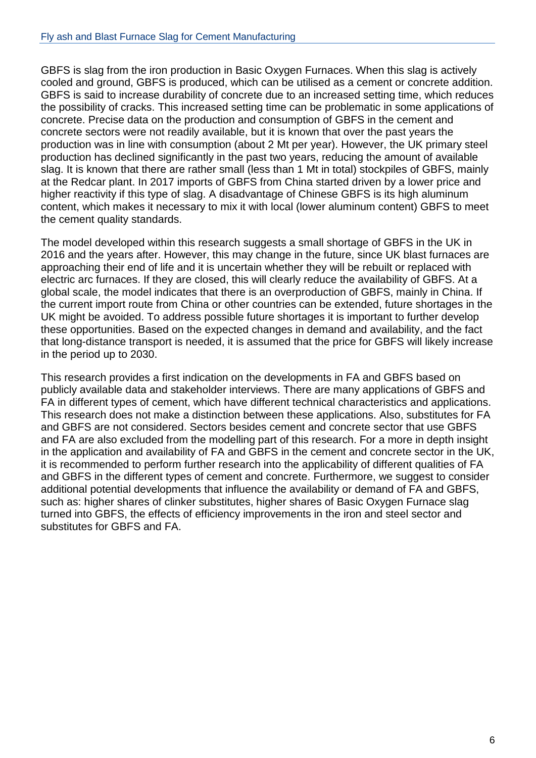GBFS is slag from the iron production in Basic Oxygen Furnaces. When this slag is actively cooled and ground, GBFS is produced, which can be utilised as a cement or concrete addition. GBFS is said to increase durability of concrete due to an increased setting time, which reduces the possibility of cracks. This increased setting time can be problematic in some applications of concrete. Precise data on the production and consumption of GBFS in the cement and concrete sectors were not readily available, but it is known that over the past years the production was in line with consumption (about 2 Mt per year). However, the UK primary steel production has declined significantly in the past two years, reducing the amount of available slag. It is known that there are rather small (less than 1 Mt in total) stockpiles of GBFS, mainly at the Redcar plant. In 2017 imports of GBFS from China started driven by a lower price and higher reactivity if this type of slag. A disadvantage of Chinese GBFS is its high aluminum content, which makes it necessary to mix it with local (lower aluminum content) GBFS to meet the cement quality standards.

The model developed within this research suggests a small shortage of GBFS in the UK in 2016 and the years after. However, this may change in the future, since UK blast furnaces are approaching their end of life and it is uncertain whether they will be rebuilt or replaced with electric arc furnaces. If they are closed, this will clearly reduce the availability of GBFS. At a global scale, the model indicates that there is an overproduction of GBFS, mainly in China. If the current import route from China or other countries can be extended, future shortages in the UK might be avoided. To address possible future shortages it is important to further develop these opportunities. Based on the expected changes in demand and availability, and the fact that long-distance transport is needed, it is assumed that the price for GBFS will likely increase in the period up to 2030.

This research provides a first indication on the developments in FA and GBFS based on publicly available data and stakeholder interviews. There are many applications of GBFS and FA in different types of cement, which have different technical characteristics and applications. This research does not make a distinction between these applications. Also, substitutes for FA and GBFS are not considered. Sectors besides cement and concrete sector that use GBFS and FA are also excluded from the modelling part of this research. For a more in depth insight in the application and availability of FA and GBFS in the cement and concrete sector in the UK, it is recommended to perform further research into the applicability of different qualities of FA and GBFS in the different types of cement and concrete. Furthermore, we suggest to consider additional potential developments that influence the availability or demand of FA and GBFS, such as: higher shares of clinker substitutes, higher shares of Basic Oxygen Furnace slag turned into GBFS, the effects of efficiency improvements in the iron and steel sector and substitutes for GBFS and FA.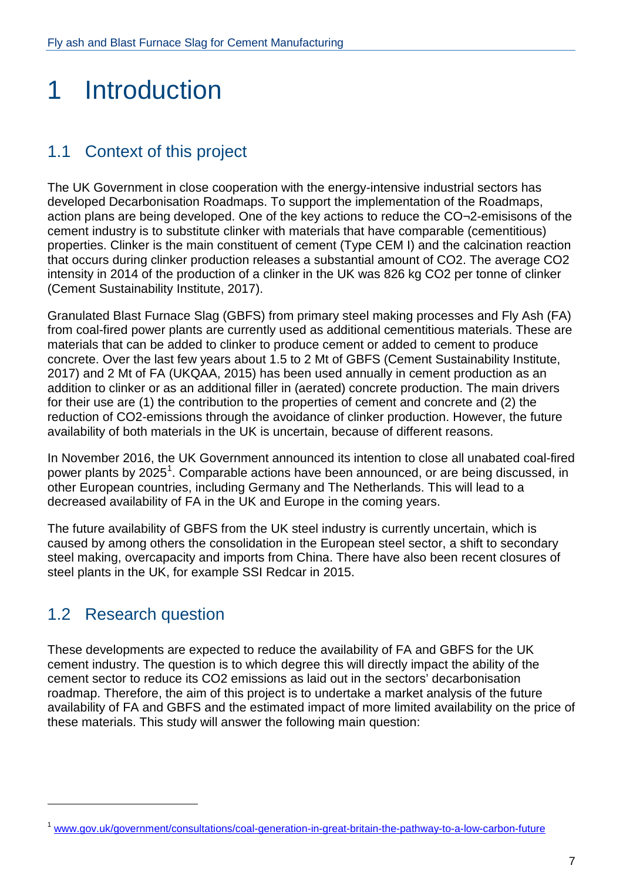# 1 Introduction

## 1.1 Context of this project

The UK Government in close cooperation with the energy-intensive industrial sectors has developed Decarbonisation Roadmaps. To support the implementation of the Roadmaps, action plans are being developed. One of the key actions to reduce the CO¬2-emisisons of the cement industry is to substitute clinker with materials that have comparable (cementitious) properties. Clinker is the main constituent of cement (Type CEM I) and the calcination reaction that occurs during clinker production releases a substantial amount of CO2. The average CO2 intensity in 2014 of the production of a clinker in the UK was 826 kg CO2 per tonne of clinker (Cement Sustainability Institute, 2017).

Granulated Blast Furnace Slag (GBFS) from primary steel making processes and Fly Ash (FA) from coal-fired power plants are currently used as additional cementitious materials. These are materials that can be added to clinker to produce cement or added to cement to produce concrete. Over the last few years about 1.5 to 2 Mt of GBFS (Cement Sustainability Institute, 2017) and 2 Mt of FA (UKQAA, 2015) has been used annually in cement production as an addition to clinker or as an additional filler in (aerated) concrete production. The main drivers for their use are (1) the contribution to the properties of cement and concrete and (2) the reduction of CO2-emissions through the avoidance of clinker production. However, the future availability of both materials in the UK is uncertain, because of different reasons.

In November 2016, the UK Government announced its intention to close all unabated coal-fired power plants by 2025[1]. Comparable actions have been announced, or are being discussed, in other European countries, including Germany and The Netherlands. This will lead to a decreased availability of FA in the UK and Europe in the coming years.

The future availability of GBFS from the UK steel industry is currently uncertain, which is caused by among others the consolidation in the European steel sector, a shift to secondary steel making, overcapacity and imports from China. There have also been recent closures of steel plants in the UK, for example SSI Redcar in 2015.

## 1.2 Research question

These developments are expected to reduce the availability of FA and GBFS for the UK cement industry. The question is to which degree this will directly impact the ability of the cement sector to reduce its CO2 emissions as laid out in the sectors' decarbonisation roadmap. Therefore, the aim of this project is to undertake a market analysis of the future availability of FA and GBFS and the estimated impact of more limited availability on the price of these materials. This study will answer the following main question:

---

[1] www.gov.uk/government/consultations/coal-generation-in-great-britain-the-pathway-to-a-low-carbon-future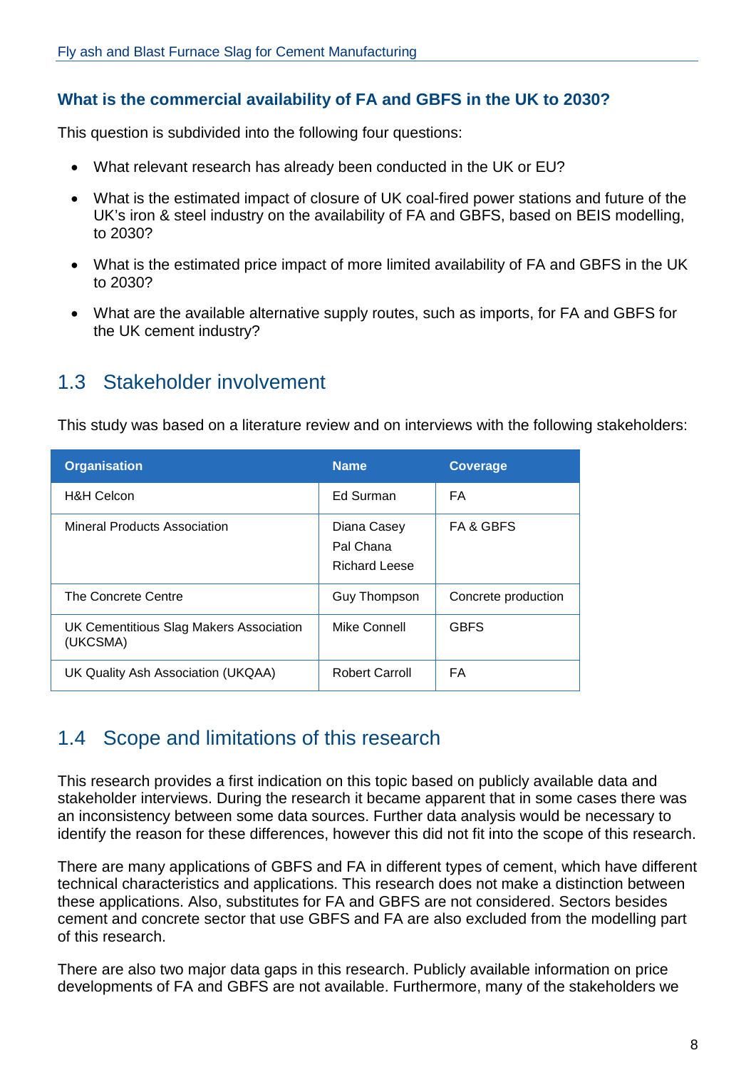### What is the commercial availability of FA and GBFS in the UK to 2030?

This question is subdivided into the following four questions:

- What relevant research has already been conducted in the UK or EU?
- What is the estimated impact of closure of UK coal-fired power stations and future of the UK's iron & steel industry on the availability of FA and GBFS, based on BEIS modelling, to 2030?
- What is the estimated price impact of more limited availability of FA and GBFS in the UK to 2030?
- What are the available alternative supply routes, such as imports, for FA and GBFS for the UK cement industry?

## 1.3 Stakeholder involvement

This study was based on a literature review and on interviews with the following stakeholders:

| Organisation | Name | Coverage |
|---|---|---|
| H&H Celcon | Ed Surman | FA |
| Mineral Products Association | Diana Casey<br>Pal Chana<br>Richard Leese | FA & GBFS |
| The Concrete Centre | Guy Thompson | Concrete production |
| UK Cementitious Slag Makers Association (UKCSMA) | Mike Connell | GBFS |
| UK Quality Ash Association (UKQAA) | Robert Carroll | FA |

## 1.4 Scope and limitations of this research

This research provides a first indication on this topic based on publicly available data and stakeholder interviews. During the research it became apparent that in some cases there was an inconsistency between some data sources. Further data analysis would be necessary to identify the reason for these differences, however this did not fit into the scope of this research.

There are many applications of GBFS and FA in different types of cement, which have different technical characteristics and applications. This research does not make a distinction between these applications. Also, substitutes for FA and GBFS are not considered. Sectors besides cement and concrete sector that use GBFS and FA are also excluded from the modelling part of this research.

There are also two major data gaps in this research. Publicly available information on price developments of FA and GBFS are not available. Furthermore, many of the stakeholders we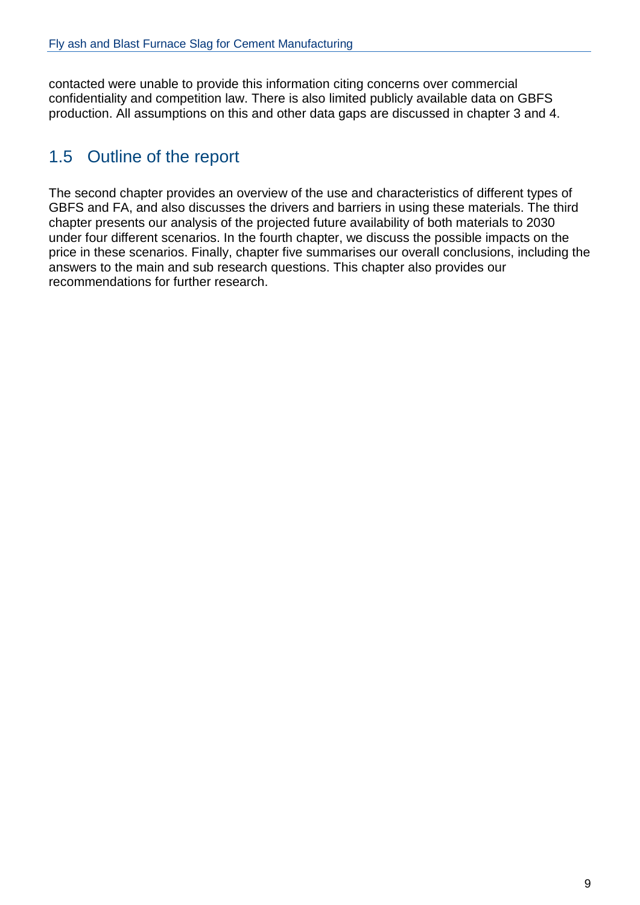contacted were unable to provide this information citing concerns over commercial confidentiality and competition law. There is also limited publicly available data on GBFS production. All assumptions on this and other data gaps are discussed in chapter 3 and 4.

## 1.5 Outline of the report

The second chapter provides an overview of the use and characteristics of different types of GBFS and FA, and also discusses the drivers and barriers in using these materials. The third chapter presents our analysis of the projected future availability of both materials to 2030 under four different scenarios. In the fourth chapter, we discuss the possible impacts on the price in these scenarios. Finally, chapter five summarises our overall conclusions, including the answers to the main and sub research questions. This chapter also provides our recommendations for further research.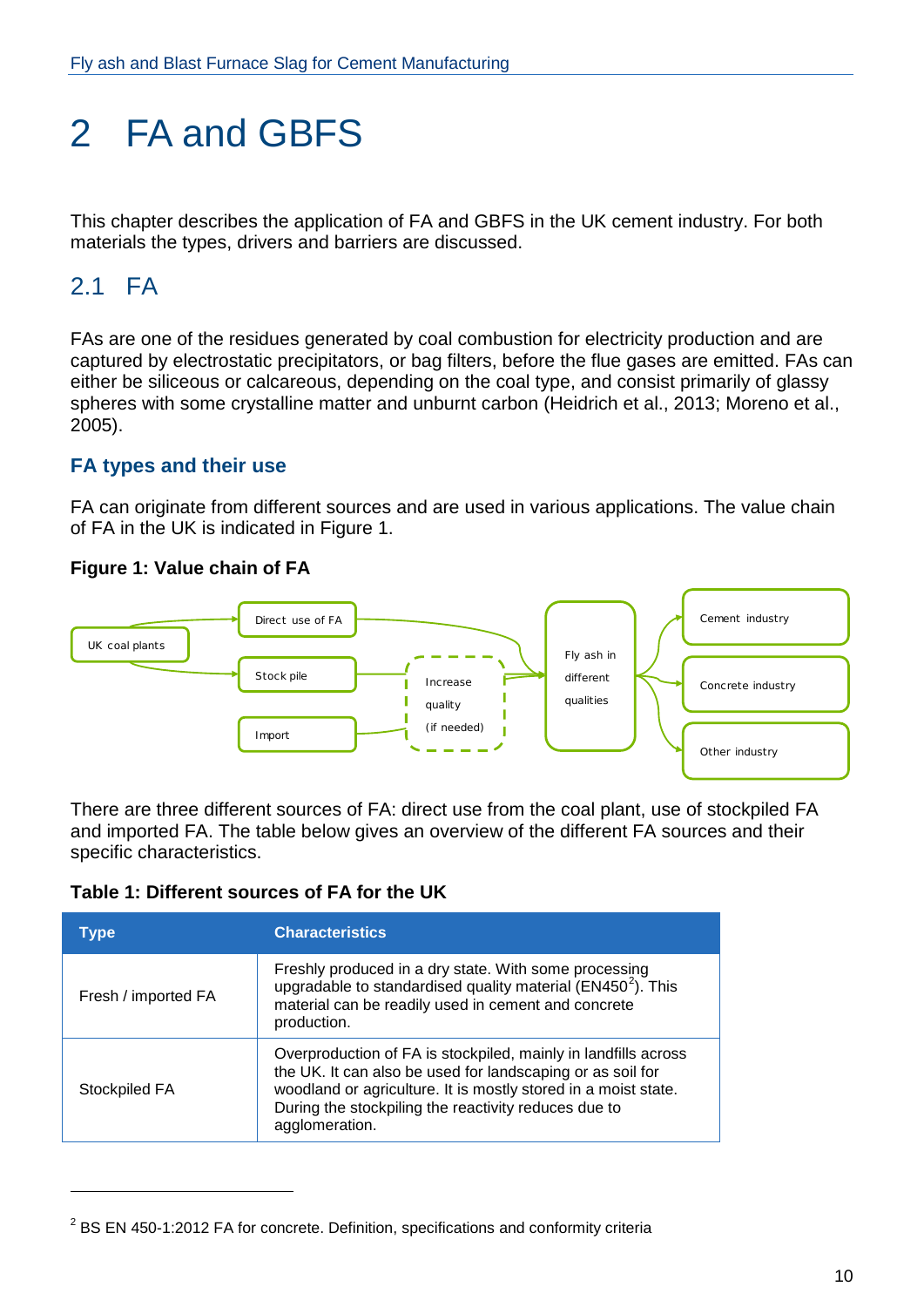# 2 FA and GBFS

This chapter describes the application of FA and GBFS in the UK cement industry. For both materials the types, drivers and barriers are discussed.

## 2.1 FA

FAs are one of the residues generated by coal combustion for electricity production and are captured by electrostatic precipitators, or bag filters, before the flue gases are emitted. FAs can either be siliceous or calcareous, depending on the coal type, and consist primarily of glassy spheres with some crystalline matter and unburnt carbon (Heidrich et al., 2013; Moreno et al., 2005).

### FA types and their use

FA can originate from different sources and are used in various applications. The value chain of FA in the UK is indicated in Figure 1.

**Figure 1: Value chain of FA**

There are three different sources of FA: direct use from the coal plant, use of stockpiled FA and imported FA. The table below gives an overview of the different FA sources and their specific characteristics.

**Table 1: Different sources of FA for the UK**

| Type | Characteristics |
|---|---|
| Fresh / imported FA | Freshly produced in a dry state. With some processing upgradable to standardised quality material (EN450[2]). This material can be readily used in cement and concrete production. |
| Stockpiled FA | Overproduction of FA is stockpiled, mainly in landfills across the UK. It can also be used for landscaping or as soil for woodland or agriculture. It is mostly stored in a moist state. During the stockpiling the reactivity reduces due to agglomeration. |

[2] BS EN 450-1:2012 FA for concrete. Definition, specifications and conformity criteria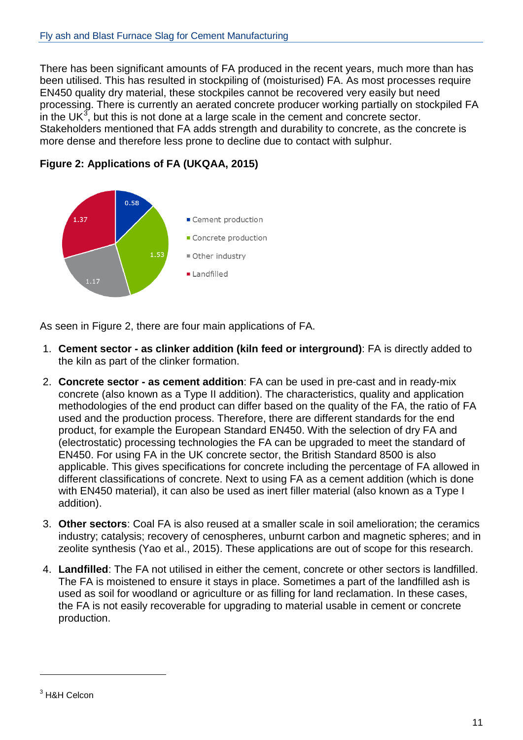There has been significant amounts of FA produced in the recent years, much more than has been utilised. This has resulted in stockpiling of (moisturised) FA. As most processes require EN450 quality dry material, these stockpiles cannot be recovered very easily but need processing. There is currently an aerated concrete producer working partially on stockpiled FA in the UK[3], but this is not done at a large scale in the cement and concrete sector. Stakeholders mentioned that FA adds strength and durability to concrete, as the concrete is more dense and therefore less prone to decline due to contact with sulphur.

**Figure 2: Applications of FA (UKQAA, 2015)**

As seen in Figure 2, there are four main applications of FA.

1. **Cement sector - as clinker addition (kiln feed or interground)**: FA is directly added to the kiln as part of the clinker formation.
2. **Concrete sector - as cement addition**: FA can be used in pre-cast and in ready-mix concrete (also known as a Type II addition). The characteristics, quality and application methodologies of the end product can differ based on the quality of the FA, the ratio of FA used and the production process. Therefore, there are different standards for the end product, for example the European Standard EN450. With the selection of dry FA and (electrostatic) processing technologies the FA can be upgraded to meet the standard of EN450. For using FA in the UK concrete sector, the British Standard 8500 is also applicable. This gives specifications for concrete including the percentage of FA allowed in different classifications of concrete. Next to using FA as a cement addition (which is done with EN450 material), it can also be used as inert filler material (also known as a Type I addition).
3. **Other sectors**: Coal FA is also reused at a smaller scale in soil amelioration; the ceramics industry; catalysis; recovery of cenospheres, unburnt carbon and magnetic spheres; and in zeolite synthesis (Yao et al., 2015). These applications are out of scope for this research.
4. **Landfilled**: The FA not utilised in either the cement, concrete or other sectors is landfilled. The FA is moistened to ensure it stays in place. Sometimes a part of the landfilled ash is used as soil for woodland or agriculture or as filling for land reclamation. In these cases, the FA is not easily recoverable for upgrading to material usable in cement or concrete production.

[3] H&H Celcon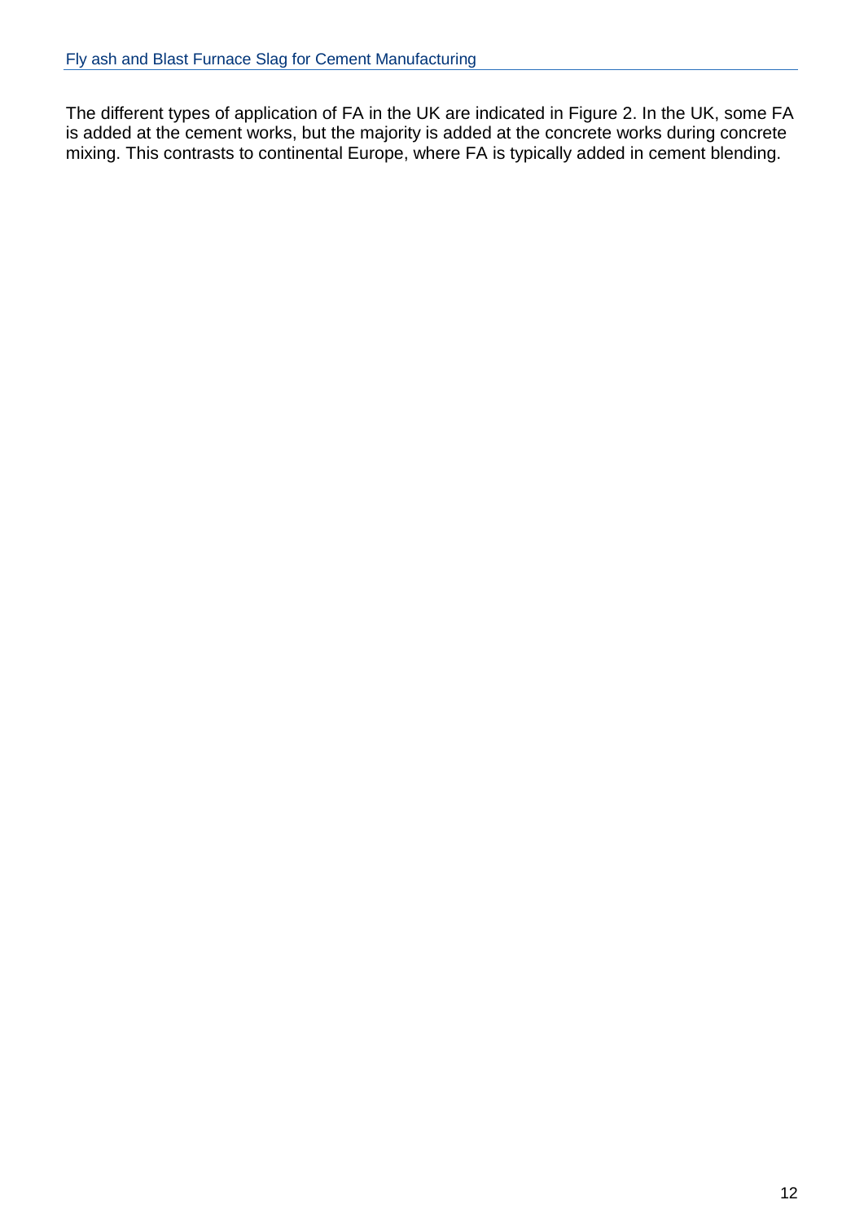The different types of application of FA in the UK are indicated in Figure 2. In the UK, some FA is added at the cement works, but the majority is added at the concrete works during concrete mixing. This contrasts to continental Europe, where FA is typically added in cement blending.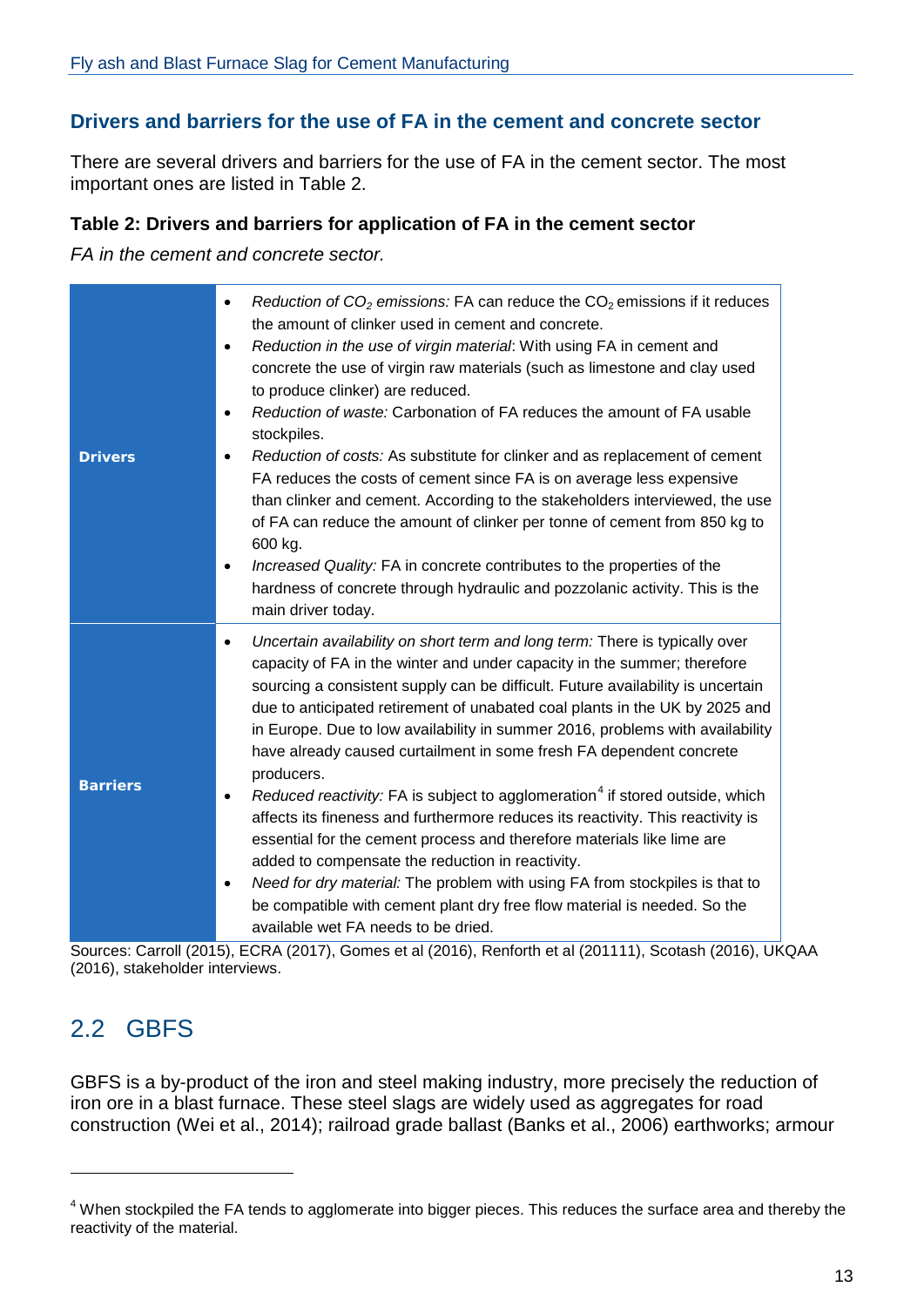### Drivers and barriers for the use of FA in the cement and concrete sector

There are several drivers and barriers for the use of FA in the cement sector. The most important ones are listed in Table 2.

#### Table 2: Drivers and barriers for application of FA in the cement sector

*FA in the cement and concrete sector.*

| | |
|---|---|
| **Drivers** | • *Reduction of $CO_2$ emissions:* FA can reduce the $CO_2$ emissions if it reduces the amount of clinker used in cement and concrete.<br>• *Reduction in the use of virgin material*: With using FA in cement and concrete the use of virgin raw materials (such as limestone and clay used to produce clinker) are reduced.<br>• *Reduction of waste:* Carbonation of FA reduces the amount of FA usable stockpiles.<br>• *Reduction of costs:* As substitute for clinker and as replacement of cement FA reduces the costs of cement since FA is on average less expensive than clinker and cement. According to the stakeholders interviewed, the use of FA can reduce the amount of clinker per tonne of cement from 850 kg to 600 kg.<br>• *Increased Quality:* FA in concrete contributes to the properties of the hardness of concrete through hydraulic and pozzolanic activity. This is the main driver today. |
| **Barriers** | • *Uncertain availability on short term and long term:* There is typically over capacity of FA in the winter and under capacity in the summer; therefore sourcing a consistent supply can be difficult. Future availability is uncertain due to anticipated retirement of unabated coal plants in the UK by 2025 and in Europe. Due to low availability in summer 2016, problems with availability have already caused curtailment in some fresh FA dependent concrete producers.<br>• *Reduced reactivity:* FA is subject to agglomeration[4] if stored outside, which affects its fineness and furthermore reduces its reactivity. This reactivity is essential for the cement process and therefore materials like lime are added to compensate the reduction in reactivity.<br>• *Need for dry material:* The problem with using FA from stockpiles is that to be compatible with cement plant dry free flow material is needed. So the available wet FA needs to be dried. |

Sources: Carroll (2015), ECRA (2017), Gomes et al (2016), Renforth et al (201111), Scotash (2016), UKQAA (2016), stakeholder interviews.

## 2.2 GBFS

GBFS is a by-product of the iron and steel making industry, more precisely the reduction of iron ore in a blast furnace. These steel slags are widely used as aggregates for road construction (Wei et al., 2014); railroad grade ballast (Banks et al., 2006) earthworks; armour

[4] When stockpiled the FA tends to agglomerate into bigger pieces. This reduces the surface area and thereby the reactivity of the material.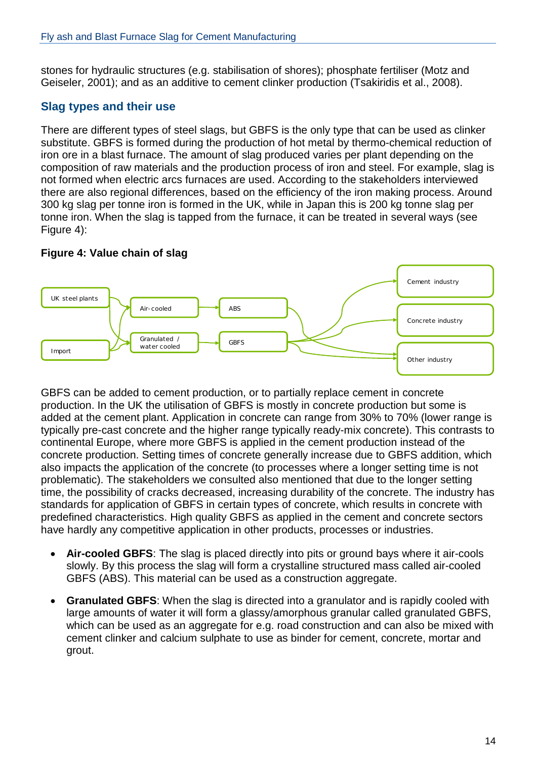stones for hydraulic structures (e.g. stabilisation of shores); phosphate fertiliser (Motz and Geiseler, 2001); and as an additive to cement clinker production (Tsakiridis et al., 2008).

## Slag types and their use

There are different types of steel slags, but GBFS is the only type that can be used as clinker substitute. GBFS is formed during the production of hot metal by thermo-chemical reduction of iron ore in a blast furnace. The amount of slag produced varies per plant depending on the composition of raw materials and the production process of iron and steel. For example, slag is not formed when electric arcs furnaces are used. According to the stakeholders interviewed there are also regional differences, based on the efficiency of the iron making process. Around 300 kg slag per tonne iron is formed in the UK, while in Japan this is 200 kg tonne slag per tonne iron. When the slag is tapped from the furnace, it can be treated in several ways (see Figure 4):

**Figure 4: Value chain of slag**

UK steel plants → Air-cooled → ABS
Import → Granulated / water cooled → GBFS
ABS, GBFS → Cement industry, Concrete industry, Other industry

GBFS can be added to cement production, or to partially replace cement in concrete production. In the UK the utilisation of GBFS is mostly in concrete production but some is added at the cement plant. Application in concrete can range from 30% to 70% (lower range is typically pre-cast concrete and the higher range typically ready-mix concrete). This contrasts to continental Europe, where more GBFS is applied in the cement production instead of the concrete production. Setting times of concrete generally increase due to GBFS addition, which also impacts the application of the concrete (to processes where a longer setting time is not problematic). The stakeholders we consulted also mentioned that due to the longer setting time, the possibility of cracks decreased, increasing durability of the concrete. The industry has standards for application of GBFS in certain types of concrete, which results in concrete with predefined characteristics. High quality GBFS as applied in the cement and concrete sectors have hardly any competitive application in other products, processes or industries.

- **Air-cooled GBFS**: The slag is placed directly into pits or ground bays where it air-cools slowly. By this process the slag will form a crystalline structured mass called air-cooled GBFS (ABS). This material can be used as a construction aggregate.
- **Granulated GBFS**: When the slag is directed into a granulator and is rapidly cooled with large amounts of water it will form a glassy/amorphous granular called granulated GBFS, which can be used as an aggregate for e.g. road construction and can also be mixed with cement clinker and calcium sulphate to use as binder for cement, concrete, mortar and grout.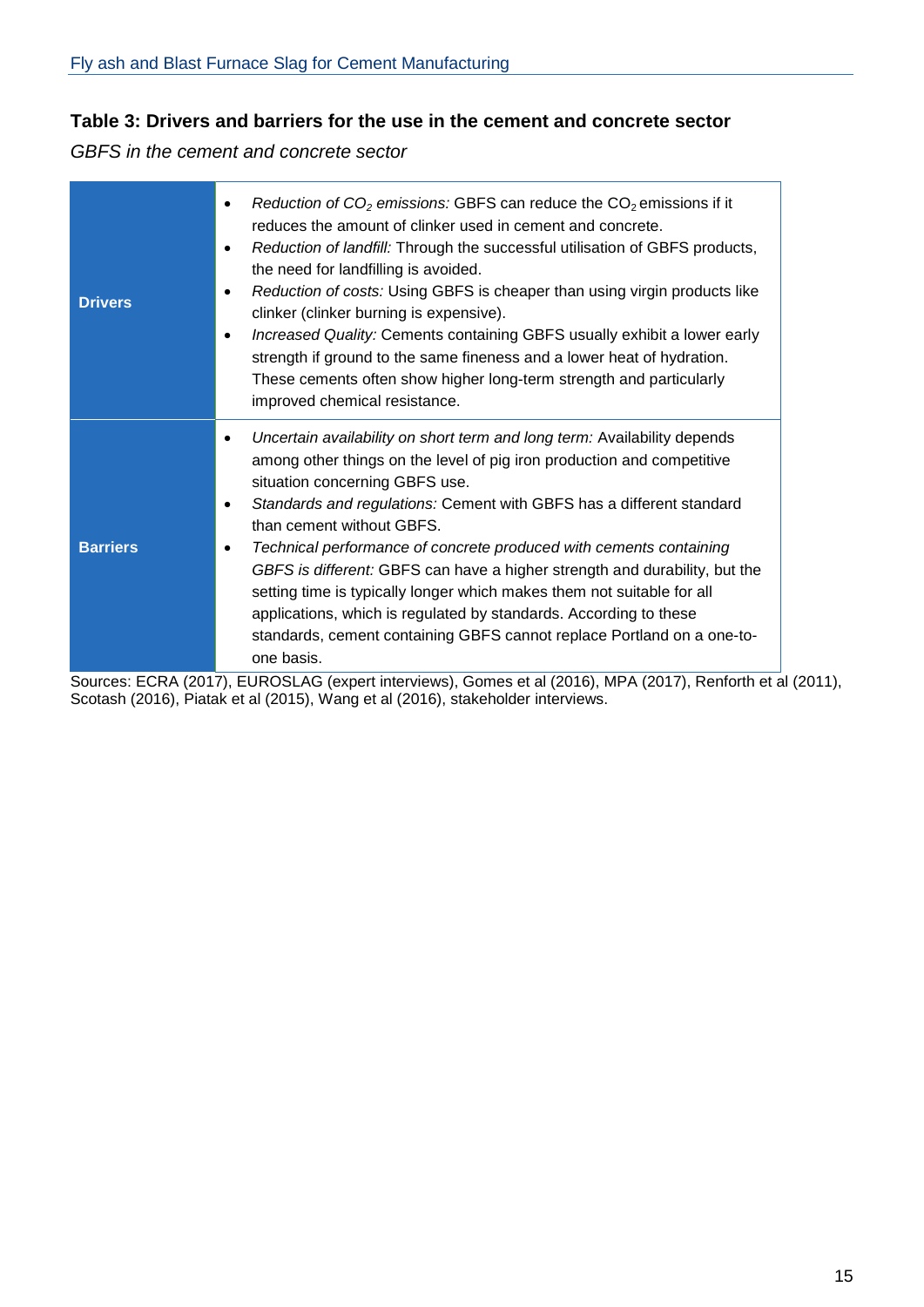**Table 3: Drivers and barriers for the use in the cement and concrete sector**

*GBFS in the cement and concrete sector*

| | |
|---|---|
| **Drivers** | • *Reduction of $CO_2$ emissions:* GBFS can reduce the $CO_2$ emissions if it reduces the amount of clinker used in cement and concrete. <br> • *Reduction of landfill:* Through the successful utilisation of GBFS products, the need for landfilling is avoided. <br> • *Reduction of costs:* Using GBFS is cheaper than using virgin products like clinker (clinker burning is expensive). <br> • *Increased Quality:* Cements containing GBFS usually exhibit a lower early strength if ground to the same fineness and a lower heat of hydration. These cements often show higher long-term strength and particularly improved chemical resistance. |
| **Barriers** | • *Uncertain availability on short term and long term:* Availability depends among other things on the level of pig iron production and competitive situation concerning GBFS use. <br> • *Standards and regulations:* Cement with GBFS has a different standard than cement without GBFS. <br> • *Technical performance of concrete produced with cements containing GBFS is different:* GBFS can have a higher strength and durability, but the setting time is typically longer which makes them not suitable for all applications, which is regulated by standards. According to these standards, cement containing GBFS cannot replace Portland on a one-to-one basis. |

Sources: ECRA (2017), EUROSLAG (expert interviews), Gomes et al (2016), MPA (2017), Renforth et al (2011), Scotash (2016), Piatak et al (2015), Wang et al (2016), stakeholder interviews.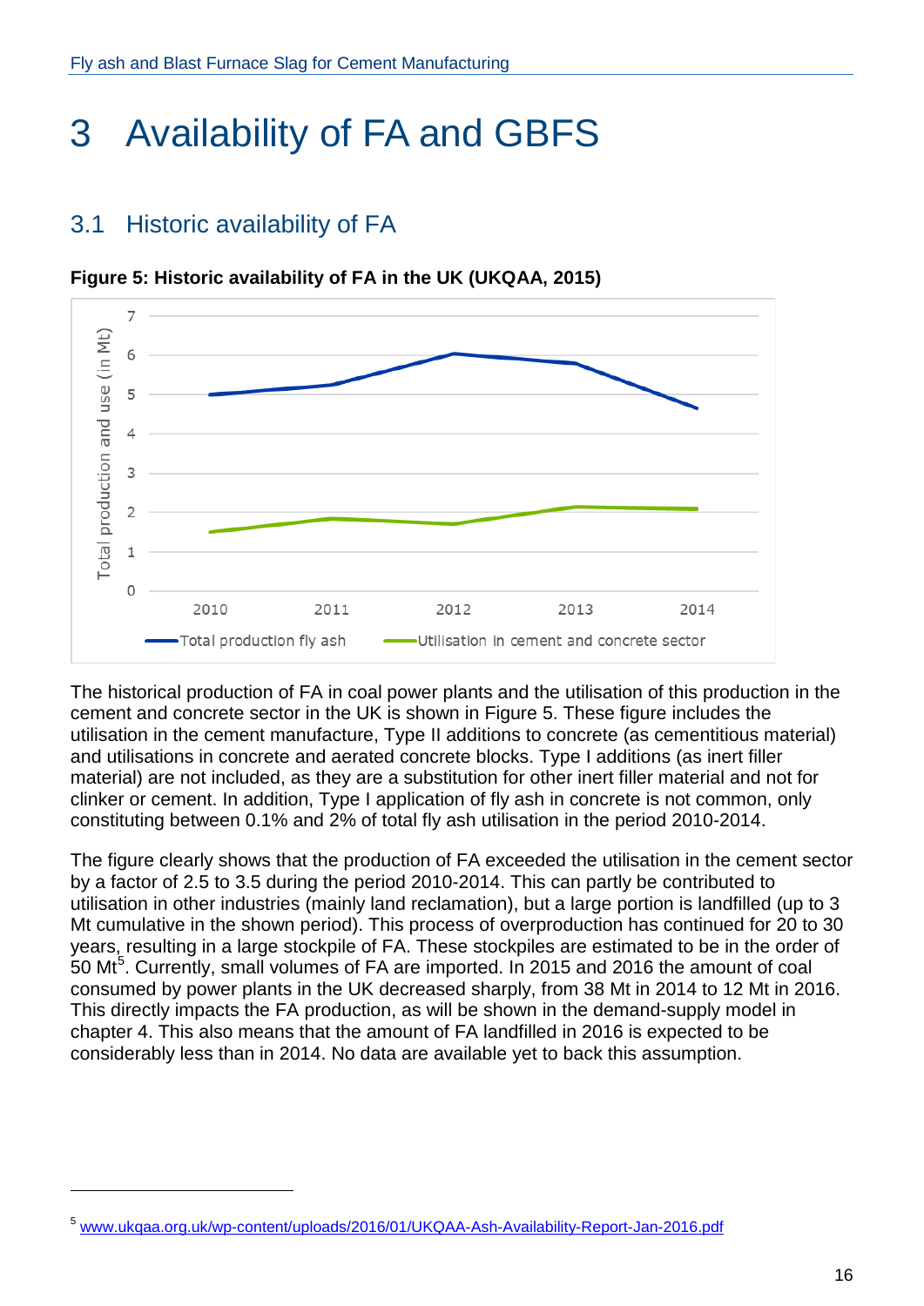# 3 Availability of FA and GBFS

## 3.1 Historic availability of FA

**Figure 5: Historic availability of FA in the UK (UKQAA, 2015)**

The historical production of FA in coal power plants and the utilisation of this production in the cement and concrete sector in the UK is shown in Figure 5. These figure includes the utilisation in the cement manufacture, Type II additions to concrete (as cementitious material) and utilisations in concrete and aerated concrete blocks. Type I additions (as inert filler material) are not included, as they are a substitution for other inert filler material and not for clinker or cement. In addition, Type I application of fly ash in concrete is not common, only constituting between 0.1% and 2% of total fly ash utilisation in the period 2010-2014.

The figure clearly shows that the production of FA exceeded the utilisation in the cement sector by a factor of 2.5 to 3.5 during the period 2010-2014. This can partly be contributed to utilisation in other industries (mainly land reclamation), but a large portion is landfilled (up to 3 Mt cumulative in the shown period). This process of overproduction has continued for 20 to 30 years, resulting in a large stockpile of FA. These stockpiles are estimated to be in the order of 50 Mt[5]. Currently, small volumes of FA are imported. In 2015 and 2016 the amount of coal consumed by power plants in the UK decreased sharply, from 38 Mt in 2014 to 12 Mt in 2016. This directly impacts the FA production, as will be shown in the demand-supply model in chapter 4. This also means that the amount of FA landfilled in 2016 is expected to be considerably less than in 2014. No data are available yet to back this assumption.

[5] www.ukqaa.org.uk/wp-content/uploads/2016/01/UKQAA-Ash-Availability-Report-Jan-2016.pdf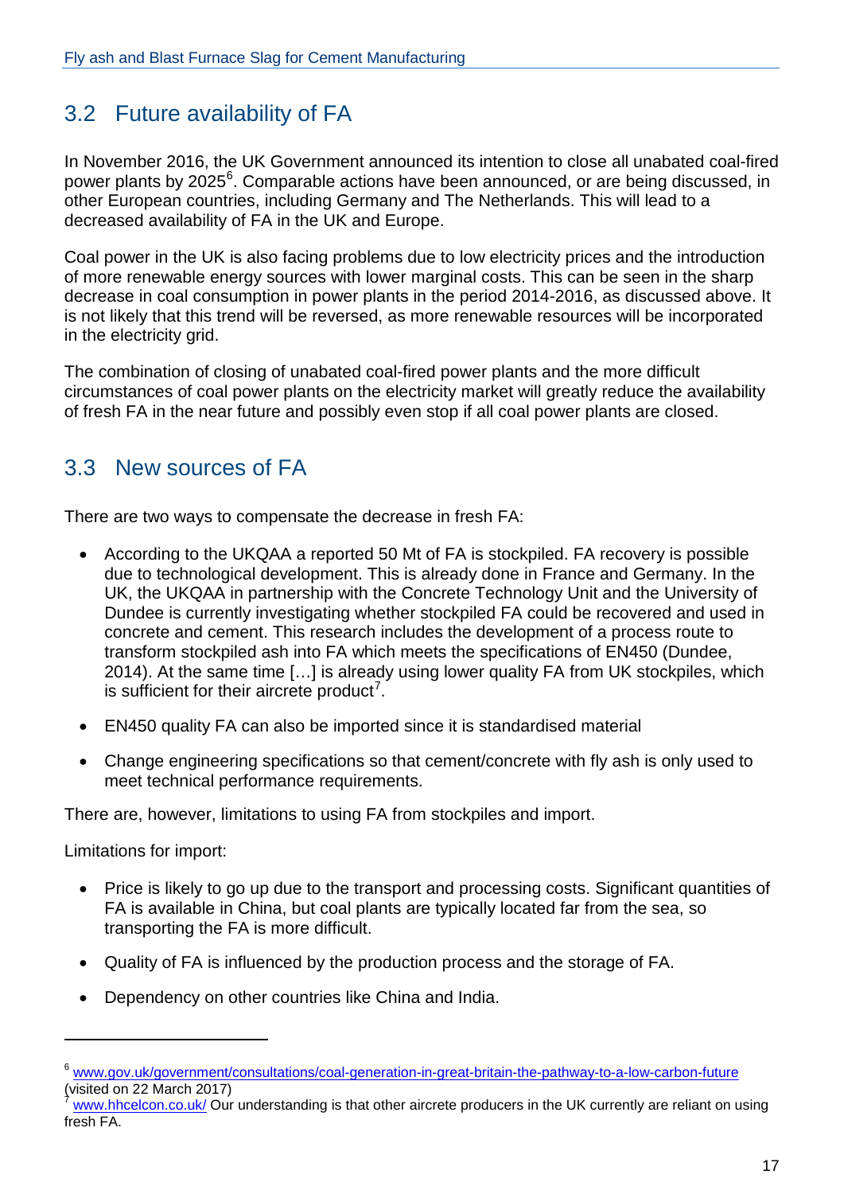## 3.2 Future availability of FA

In November 2016, the UK Government announced its intention to close all unabated coal-fired power plants by 2025[6]. Comparable actions have been announced, or are being discussed, in other European countries, including Germany and The Netherlands. This will lead to a decreased availability of FA in the UK and Europe.

Coal power in the UK is also facing problems due to low electricity prices and the introduction of more renewable energy sources with lower marginal costs. This can be seen in the sharp decrease in coal consumption in power plants in the period 2014-2016, as discussed above. It is not likely that this trend will be reversed, as more renewable resources will be incorporated in the electricity grid.

The combination of closing of unabated coal-fired power plants and the more difficult circumstances of coal power plants on the electricity market will greatly reduce the availability of fresh FA in the near future and possibly even stop if all coal power plants are closed.

## 3.3 New sources of FA

There are two ways to compensate the decrease in fresh FA:

- According to the UKQAA a reported 50 Mt of FA is stockpiled. FA recovery is possible due to technological development. This is already done in France and Germany. In the UK, the UKQAA in partnership with the Concrete Technology Unit and the University of Dundee is currently investigating whether stockpiled FA could be recovered and used in concrete and cement. This research includes the development of a process route to transform stockpiled ash into FA which meets the specifications of EN450 (Dundee, 2014). At the same time […] is already using lower quality FA from UK stockpiles, which is sufficient for their aircrete product[7].
- EN450 quality FA can also be imported since it is standardised material
- Change engineering specifications so that cement/concrete with fly ash is only used to meet technical performance requirements.

There are, however, limitations to using FA from stockpiles and import.

Limitations for import:

- Price is likely to go up due to the transport and processing costs. Significant quantities of FA is available in China, but coal plants are typically located far from the sea, so transporting the FA is more difficult.
- Quality of FA is influenced by the production process and the storage of FA.
- Dependency on other countries like China and India.

---

[6] www.gov.uk/government/consultations/coal-generation-in-great-britain-the-pathway-to-a-low-carbon-future (visited on 22 March 2017)

[7] www.hhcelcon.co.uk/ Our understanding is that other aircrete producers in the UK currently are reliant on using fresh FA.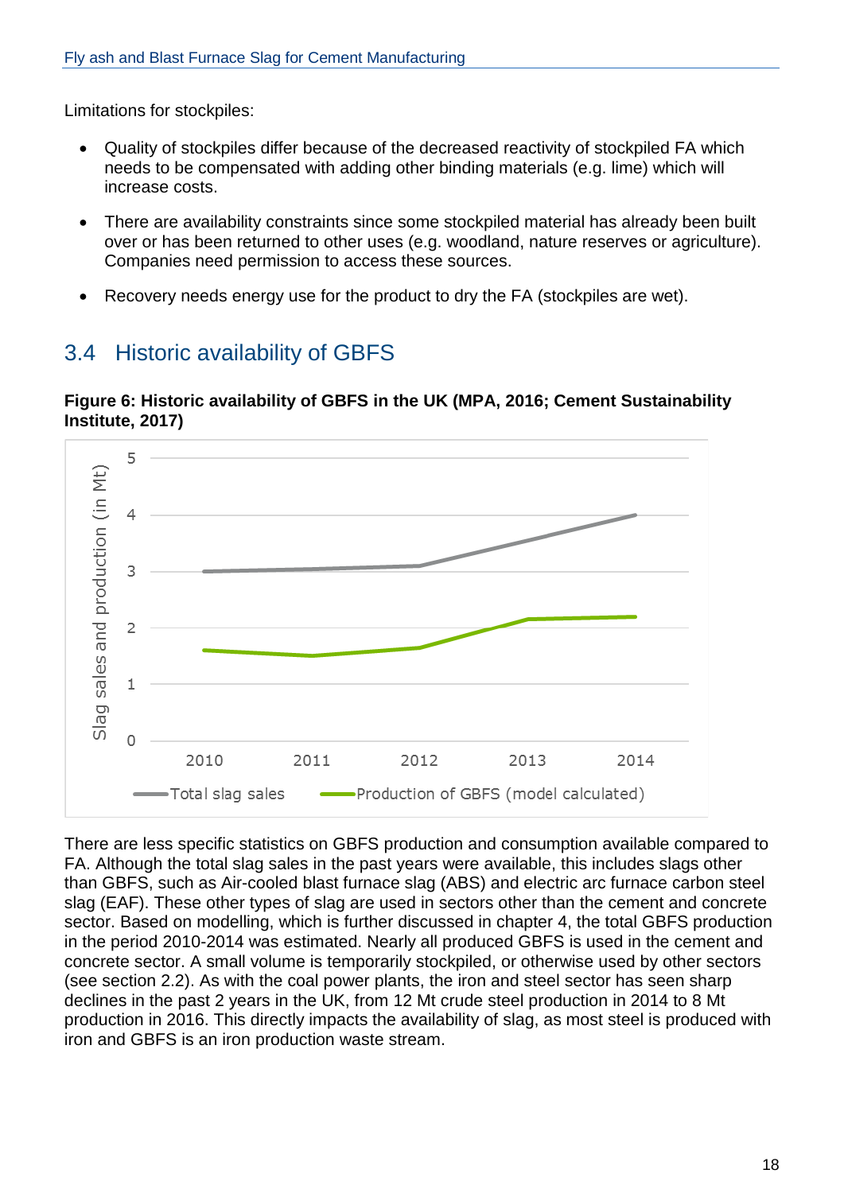Limitations for stockpiles:

- Quality of stockpiles differ because of the decreased reactivity of stockpiled FA which needs to be compensated with adding other binding materials (e.g. lime) which will increase costs.
- There are availability constraints since some stockpiled material has already been built over or has been returned to other uses (e.g. woodland, nature reserves or agriculture). Companies need permission to access these sources.
- Recovery needs energy use for the product to dry the FA (stockpiles are wet).

## 3.4 Historic availability of GBFS

**Figure 6: Historic availability of GBFS in the UK (MPA, 2016; Cement Sustainability Institute, 2017)**

There are less specific statistics on GBFS production and consumption available compared to FA. Although the total slag sales in the past years were available, this includes slags other than GBFS, such as Air-cooled blast furnace slag (ABS) and electric arc furnace carbon steel slag (EAF). These other types of slag are used in sectors other than the cement and concrete sector. Based on modelling, which is further discussed in chapter 4, the total GBFS production in the period 2010-2014 was estimated. Nearly all produced GBFS is used in the cement and concrete sector. A small volume is temporarily stockpiled, or otherwise used by other sectors (see section 2.2). As with the coal power plants, the iron and steel sector has seen sharp declines in the past 2 years in the UK, from 12 Mt crude steel production in 2014 to 8 Mt production in 2016. This directly impacts the availability of slag, as most steel is produced with iron and GBFS is an iron production waste stream.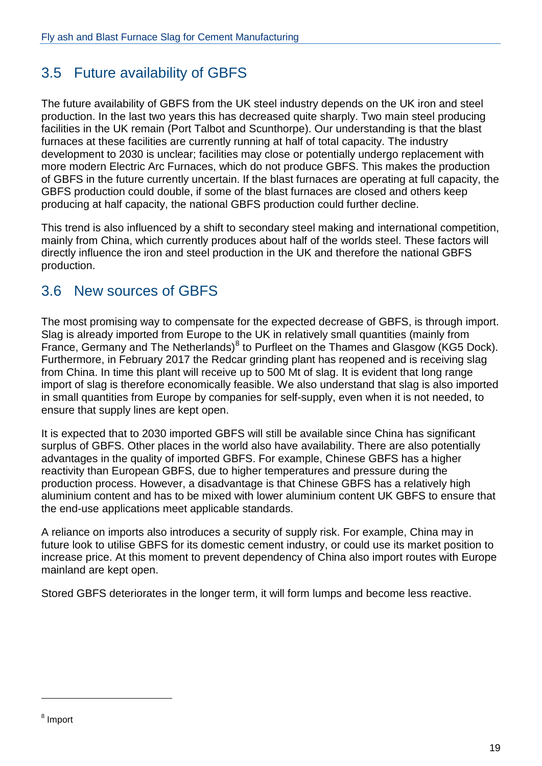## 3.5 Future availability of GBFS

The future availability of GBFS from the UK steel industry depends on the UK iron and steel production. In the last two years this has decreased quite sharply. Two main steel producing facilities in the UK remain (Port Talbot and Scunthorpe). Our understanding is that the blast furnaces at these facilities are currently running at half of total capacity. The industry development to 2030 is unclear; facilities may close or potentially undergo replacement with more modern Electric Arc Furnaces, which do not produce GBFS. This makes the production of GBFS in the future currently uncertain. If the blast furnaces are operating at full capacity, the GBFS production could double, if some of the blast furnaces are closed and others keep producing at half capacity, the national GBFS production could further decline.

This trend is also influenced by a shift to secondary steel making and international competition, mainly from China, which currently produces about half of the worlds steel. These factors will directly influence the iron and steel production in the UK and therefore the national GBFS production.

## 3.6 New sources of GBFS

The most promising way to compensate for the expected decrease of GBFS, is through import. Slag is already imported from Europe to the UK in relatively small quantities (mainly from France, Germany and The Netherlands)[8] to Purfleet on the Thames and Glasgow (KG5 Dock). Furthermore, in February 2017 the Redcar grinding plant has reopened and is receiving slag from China. In time this plant will receive up to 500 Mt of slag. It is evident that long range import of slag is therefore economically feasible. We also understand that slag is also imported in small quantities from Europe by companies for self-supply, even when it is not needed, to ensure that supply lines are kept open.

It is expected that to 2030 imported GBFS will still be available since China has significant surplus of GBFS. Other places in the world also have availability. There are also potentially advantages in the quality of imported GBFS. For example, Chinese GBFS has a higher reactivity than European GBFS, due to higher temperatures and pressure during the production process. However, a disadvantage is that Chinese GBFS has a relatively high aluminium content and has to be mixed with lower aluminium content UK GBFS to ensure that the end-use applications meet applicable standards.

A reliance on imports also introduces a security of supply risk. For example, China may in future look to utilise GBFS for its domestic cement industry, or could use its market position to increase price. At this moment to prevent dependency of China also import routes with Europe mainland are kept open.

Stored GBFS deteriorates in the longer term, it will form lumps and become less reactive.

---

[8] Import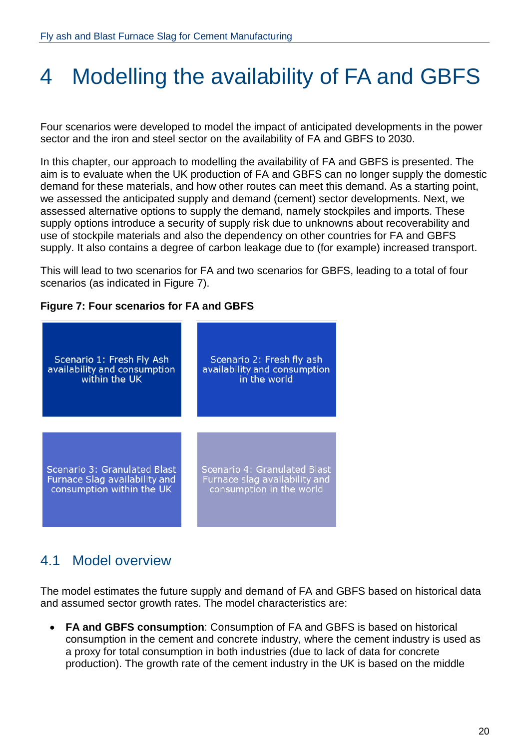# 4 Modelling the availability of FA and GBFS

Four scenarios were developed to model the impact of anticipated developments in the power sector and the iron and steel sector on the availability of FA and GBFS to 2030.

In this chapter, our approach to modelling the availability of FA and GBFS is presented. The aim is to evaluate when the UK production of FA and GBFS can no longer supply the domestic demand for these materials, and how other routes can meet this demand. As a starting point, we assessed the anticipated supply and demand (cement) sector developments. Next, we assessed alternative options to supply the demand, namely stockpiles and imports. These supply options introduce a security of supply risk due to unknowns about recoverability and use of stockpile materials and also the dependency on other countries for FA and GBFS supply. It also contains a degree of carbon leakage due to (for example) increased transport.

This will lead to two scenarios for FA and two scenarios for GBFS, leading to a total of four scenarios (as indicated in Figure 7).

**Figure 7: Four scenarios for FA and GBFS**

| | |
|---|---|
| Scenario 1: Fresh Fly Ash availability and consumption within the UK | Scenario 2: Fresh fly ash availability and consumption in the world |
| Scenario 3: Granulated Blast Furnace Slag availability and consumption within the UK | Scenario 4: Granulated Blast Furnace slag availability and consumption in the world |

## 4.1 Model overview

The model estimates the future supply and demand of FA and GBFS based on historical data and assumed sector growth rates. The model characteristics are:

- **FA and GBFS consumption**: Consumption of FA and GBFS is based on historical consumption in the cement and concrete industry, where the cement industry is used as a proxy for total consumption in both industries (due to lack of data for concrete production). The growth rate of the cement industry in the UK is based on the middle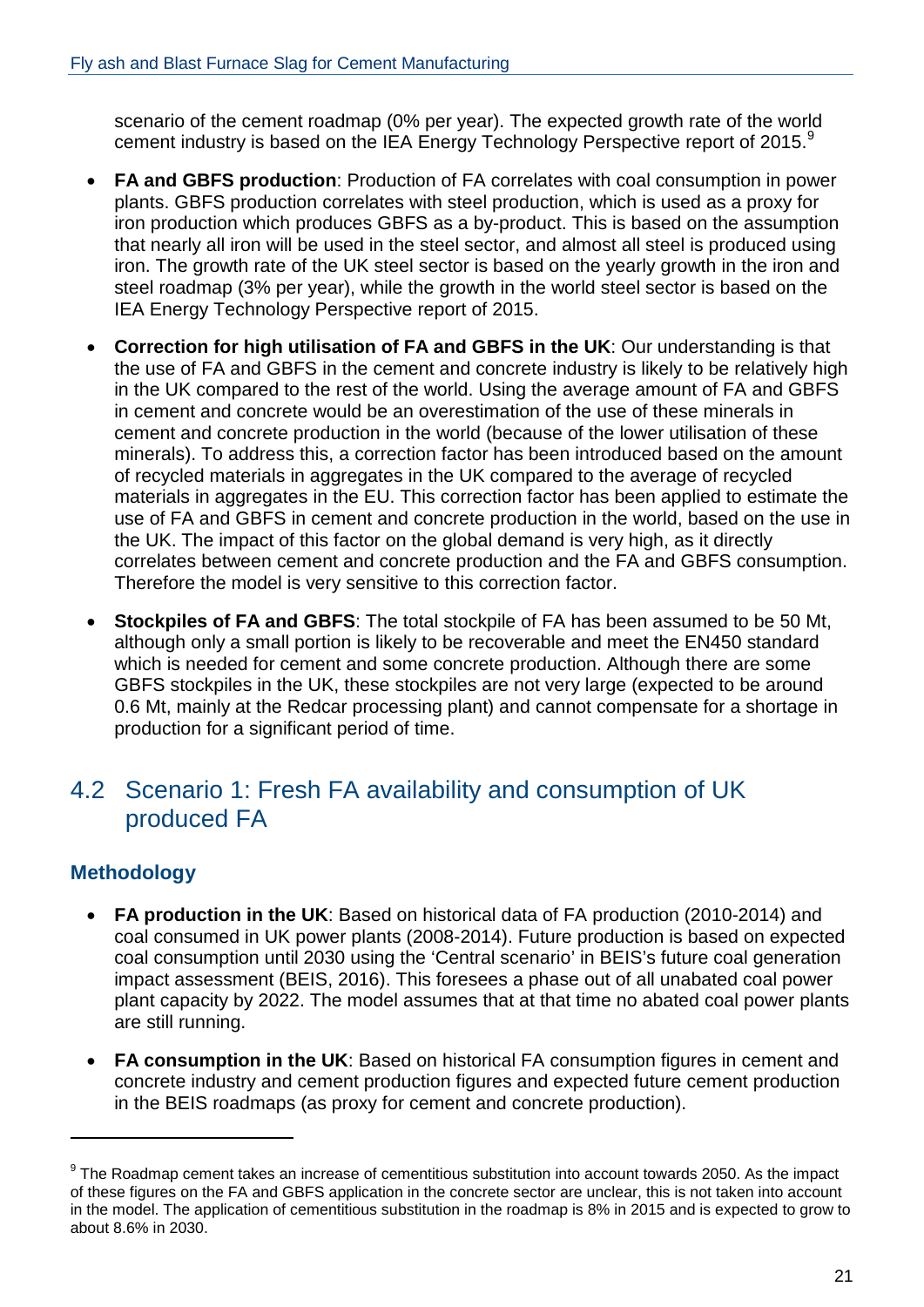scenario of the cement roadmap (0% per year). The expected growth rate of the world cement industry is based on the IEA Energy Technology Perspective report of 2015.[9]

- **FA and GBFS production**: Production of FA correlates with coal consumption in power plants. GBFS production correlates with steel production, which is used as a proxy for iron production which produces GBFS as a by-product. This is based on the assumption that nearly all iron will be used in the steel sector, and almost all steel is produced using iron. The growth rate of the UK steel sector is based on the yearly growth in the iron and steel roadmap (3% per year), while the growth in the world steel sector is based on the IEA Energy Technology Perspective report of 2015.
- **Correction for high utilisation of FA and GBFS in the UK**: Our understanding is that the use of FA and GBFS in the cement and concrete industry is likely to be relatively high in the UK compared to the rest of the world. Using the average amount of FA and GBFS in cement and concrete would be an overestimation of the use of these minerals in cement and concrete production in the world (because of the lower utilisation of these minerals). To address this, a correction factor has been introduced based on the amount of recycled materials in aggregates in the UK compared to the average of recycled materials in aggregates in the EU. This correction factor has been applied to estimate the use of FA and GBFS in cement and concrete production in the world, based on the use in the UK. The impact of this factor on the global demand is very high, as it directly correlates between cement and concrete production and the FA and GBFS consumption. Therefore the model is very sensitive to this correction factor.
- **Stockpiles of FA and GBFS**: The total stockpile of FA has been assumed to be 50 Mt, although only a small portion is likely to be recoverable and meet the EN450 standard which is needed for cement and some concrete production. Although there are some GBFS stockpiles in the UK, these stockpiles are not very large (expected to be around 0.6 Mt, mainly at the Redcar processing plant) and cannot compensate for a shortage in production for a significant period of time.

## 4.2 Scenario 1: Fresh FA availability and consumption of UK produced FA

### Methodology

- **FA production in the UK**: Based on historical data of FA production (2010-2014) and coal consumed in UK power plants (2008-2014). Future production is based on expected coal consumption until 2030 using the 'Central scenario' in BEIS's future coal generation impact assessment (BEIS, 2016). This foresees a phase out of all unabated coal power plant capacity by 2022. The model assumes that at that time no abated coal power plants are still running.
- **FA consumption in the UK**: Based on historical FA consumption figures in cement and concrete industry and cement production figures and expected future cement production in the BEIS roadmaps (as proxy for cement and concrete production).

---

[9] The Roadmap cement takes an increase of cementitious substitution into account towards 2050. As the impact of these figures on the FA and GBFS application in the concrete sector are unclear, this is not taken into account in the model. The application of cementitious substitution in the roadmap is 8% in 2015 and is expected to grow to about 8.6% in 2030.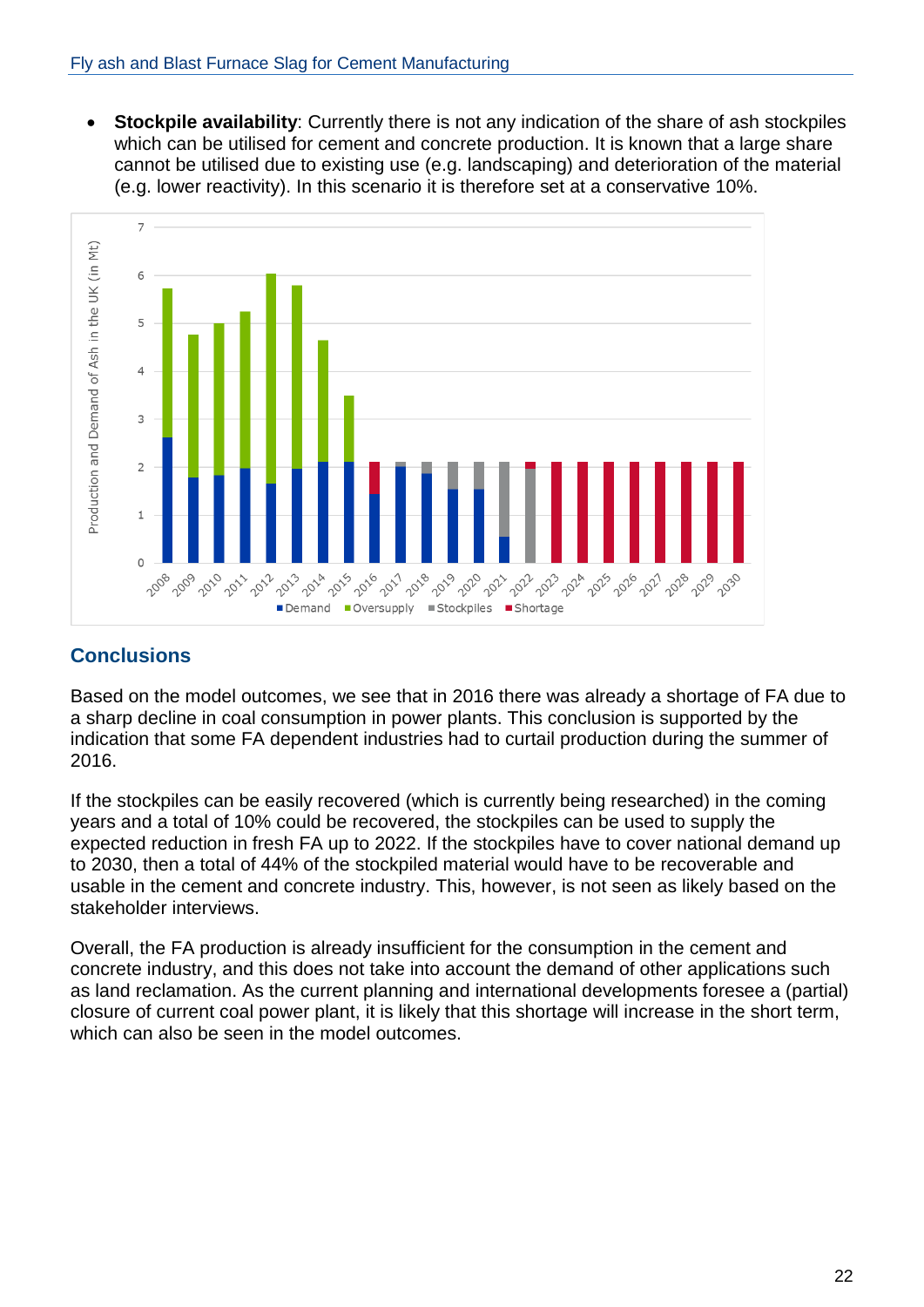- **Stockpile availability**: Currently there is not any indication of the share of ash stockpiles which can be utilised for cement and concrete production. It is known that a large share cannot be utilised due to existing use (e.g. landscaping) and deterioration of the material (e.g. lower reactivity). In this scenario it is therefore set at a conservative 10%.

## Conclusions

Based on the model outcomes, we see that in 2016 there was already a shortage of FA due to a sharp decline in coal consumption in power plants. This conclusion is supported by the indication that some FA dependent industries had to curtail production during the summer of 2016.

If the stockpiles can be easily recovered (which is currently being researched) in the coming years and a total of 10% could be recovered, the stockpiles can be used to supply the expected reduction in fresh FA up to 2022. If the stockpiles have to cover national demand up to 2030, then a total of 44% of the stockpiled material would have to be recoverable and usable in the cement and concrete industry. This, however, is not seen as likely based on the stakeholder interviews.

Overall, the FA production is already insufficient for the consumption in the cement and concrete industry, and this does not take into account the demand of other applications such as land reclamation. As the current planning and international developments foresee a (partial) closure of current coal power plant, it is likely that this shortage will increase in the short term, which can also be seen in the model outcomes.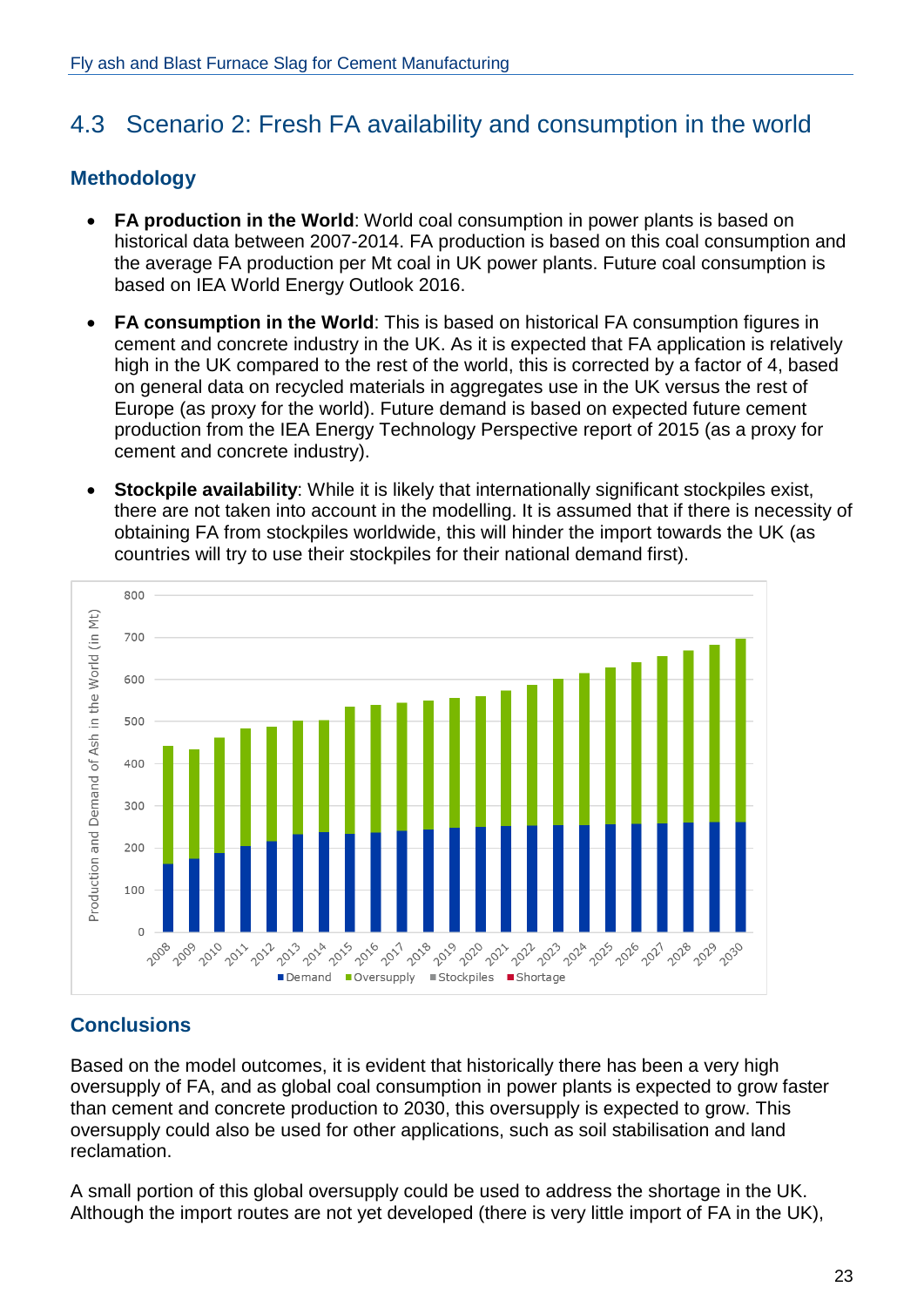## 4.3 Scenario 2: Fresh FA availability and consumption in the world

### Methodology

- **FA production in the World**: World coal consumption in power plants is based on historical data between 2007-2014. FA production is based on this coal consumption and the average FA production per Mt coal in UK power plants. Future coal consumption is based on IEA World Energy Outlook 2016.
- **FA consumption in the World**: This is based on historical FA consumption figures in cement and concrete industry in the UK. As it is expected that FA application is relatively high in the UK compared to the rest of the world, this is corrected by a factor of 4, based on general data on recycled materials in aggregates use in the UK versus the rest of Europe (as proxy for the world). Future demand is based on expected future cement production from the IEA Energy Technology Perspective report of 2015 (as a proxy for cement and concrete industry).
- **Stockpile availability**: While it is likely that internationally significant stockpiles exist, there are not taken into account in the modelling. It is assumed that if there is necessity of obtaining FA from stockpiles worldwide, this will hinder the import towards the UK (as countries will try to use their stockpiles for their national demand first).

### Conclusions

Based on the model outcomes, it is evident that historically there has been a very high oversupply of FA, and as global coal consumption in power plants is expected to grow faster than cement and concrete production to 2030, this oversupply is expected to grow. This oversupply could also be used for other applications, such as soil stabilisation and land reclamation.

A small portion of this global oversupply could be used to address the shortage in the UK. Although the import routes are not yet developed (there is very little import of FA in the UK),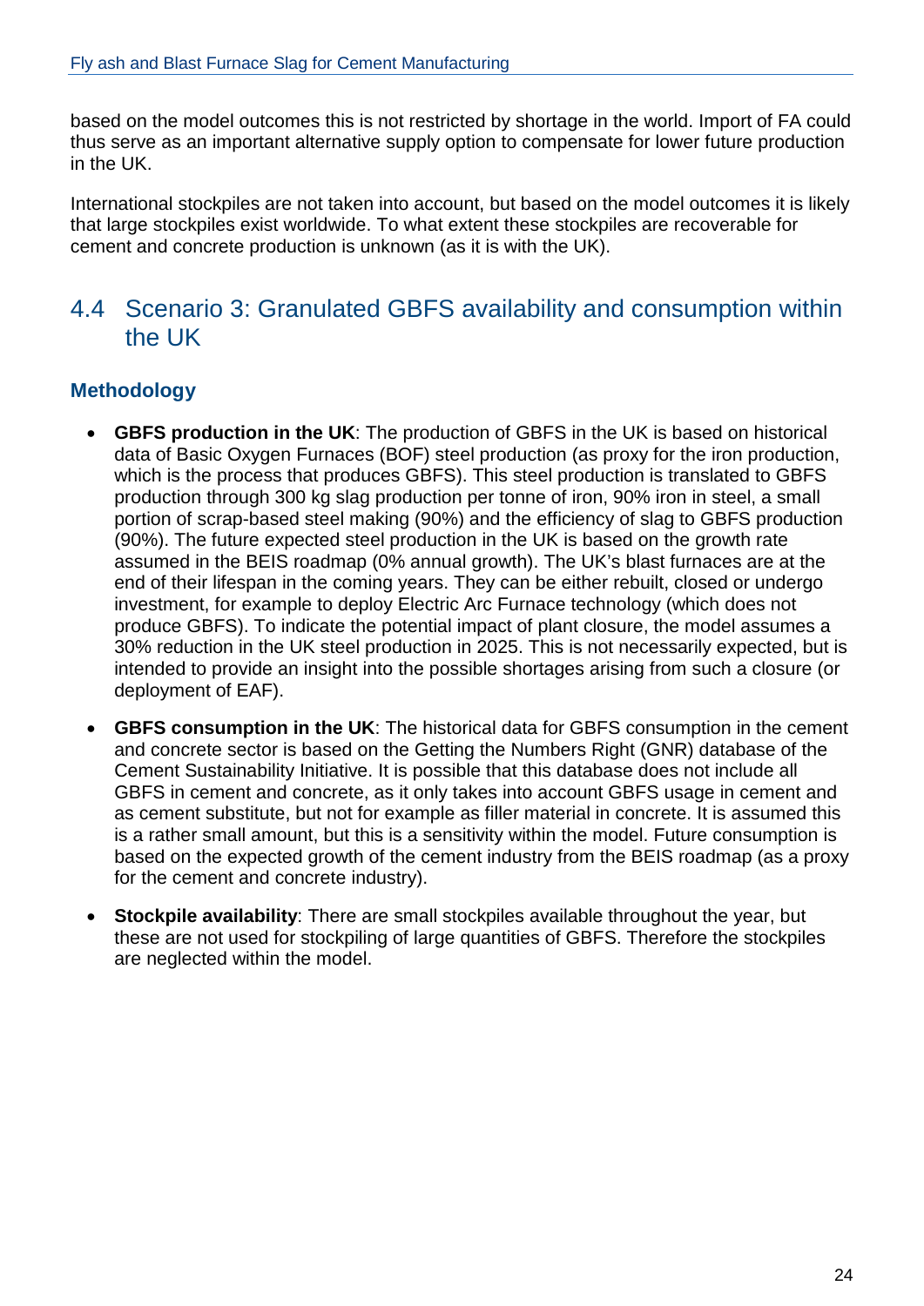based on the model outcomes this is not restricted by shortage in the world. Import of FA could thus serve as an important alternative supply option to compensate for lower future production in the UK.

International stockpiles are not taken into account, but based on the model outcomes it is likely that large stockpiles exist worldwide. To what extent these stockpiles are recoverable for cement and concrete production is unknown (as it is with the UK).

## 4.4 Scenario 3: Granulated GBFS availability and consumption within the UK

### Methodology

- **GBFS production in the UK**: The production of GBFS in the UK is based on historical data of Basic Oxygen Furnaces (BOF) steel production (as proxy for the iron production, which is the process that produces GBFS). This steel production is translated to GBFS production through 300 kg slag production per tonne of iron, 90% iron in steel, a small portion of scrap-based steel making (90%) and the efficiency of slag to GBFS production (90%). The future expected steel production in the UK is based on the growth rate assumed in the BEIS roadmap (0% annual growth). The UK's blast furnaces are at the end of their lifespan in the coming years. They can be either rebuilt, closed or undergo investment, for example to deploy Electric Arc Furnace technology (which does not produce GBFS). To indicate the potential impact of plant closure, the model assumes a 30% reduction in the UK steel production in 2025. This is not necessarily expected, but is intended to provide an insight into the possible shortages arising from such a closure (or deployment of EAF).
- **GBFS consumption in the UK**: The historical data for GBFS consumption in the cement and concrete sector is based on the Getting the Numbers Right (GNR) database of the Cement Sustainability Initiative. It is possible that this database does not include all GBFS in cement and concrete, as it only takes into account GBFS usage in cement and as cement substitute, but not for example as filler material in concrete. It is assumed this is a rather small amount, but this is a sensitivity within the model. Future consumption is based on the expected growth of the cement industry from the BEIS roadmap (as a proxy for the cement and concrete industry).
- **Stockpile availability**: There are small stockpiles available throughout the year, but these are not used for stockpiling of large quantities of GBFS. Therefore the stockpiles are neglected within the model.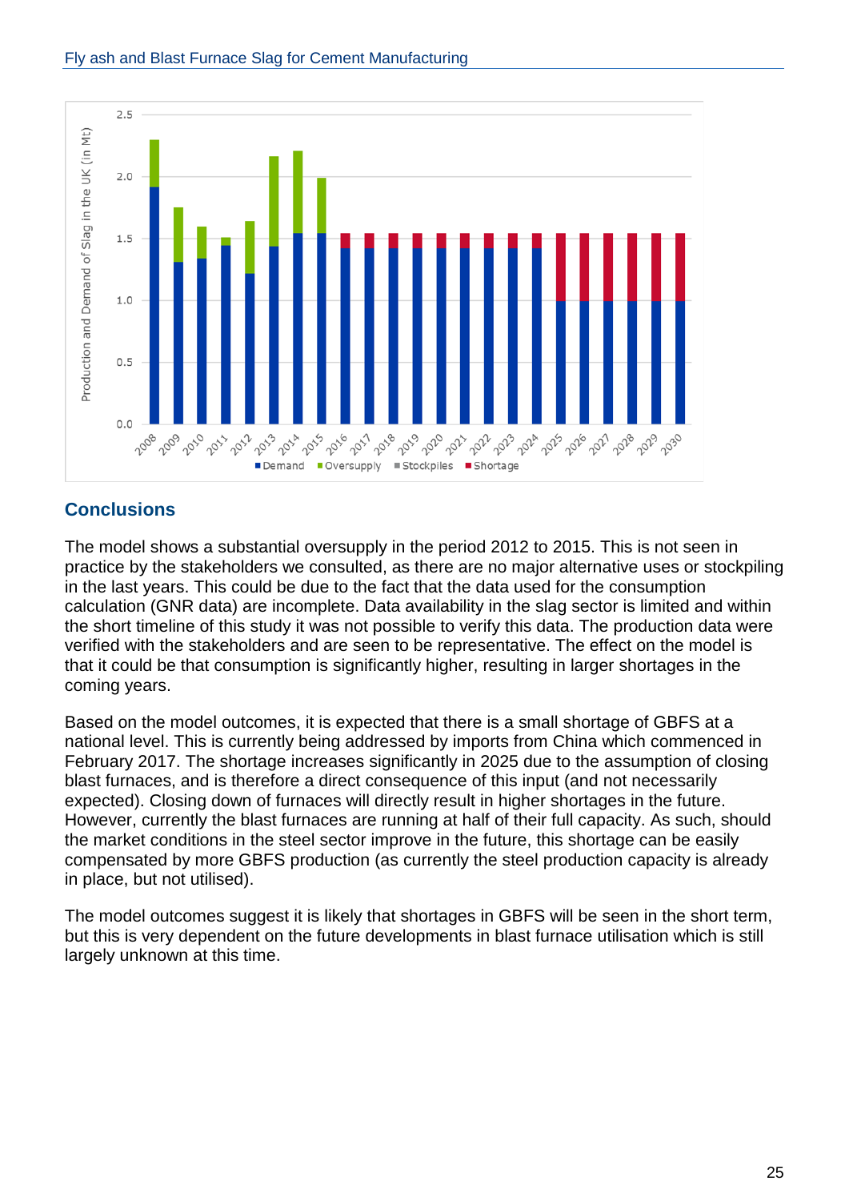## Conclusions

The model shows a substantial oversupply in the period 2012 to 2015. This is not seen in practice by the stakeholders we consulted, as there are no major alternative uses or stockpiling in the last years. This could be due to the fact that the data used for the consumption calculation (GNR data) are incomplete. Data availability in the slag sector is limited and within the short timeline of this study it was not possible to verify this data. The production data were verified with the stakeholders and are seen to be representative. The effect on the model is that it could be that consumption is significantly higher, resulting in larger shortages in the coming years.

Based on the model outcomes, it is expected that there is a small shortage of GBFS at a national level. This is currently being addressed by imports from China which commenced in February 2017. The shortage increases significantly in 2025 due to the assumption of closing blast furnaces, and is therefore a direct consequence of this input (and not necessarily expected). Closing down of furnaces will directly result in higher shortages in the future. However, currently the blast furnaces are running at half of their full capacity. As such, should the market conditions in the steel sector improve in the future, this shortage can be easily compensated by more GBFS production (as currently the steel production capacity is already in place, but not utilised).

The model outcomes suggest it is likely that shortages in GBFS will be seen in the short term, but this is very dependent on the future developments in blast furnace utilisation which is still largely unknown at this time.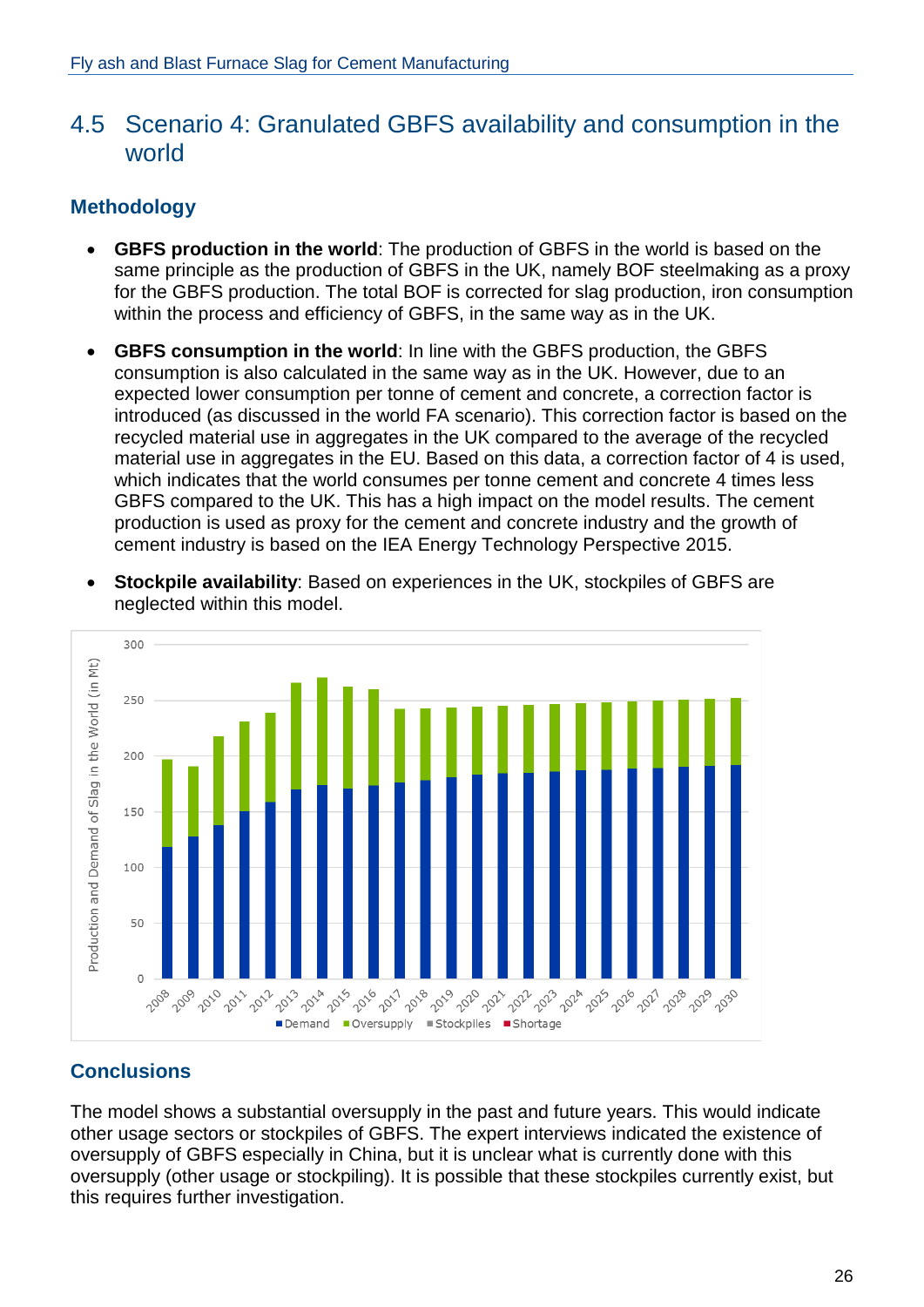## 4.5 Scenario 4: Granulated GBFS availability and consumption in the world

### Methodology

- **GBFS production in the world**: The production of GBFS in the world is based on the same principle as the production of GBFS in the UK, namely BOF steelmaking as a proxy for the GBFS production. The total BOF is corrected for slag production, iron consumption within the process and efficiency of GBFS, in the same way as in the UK.
- **GBFS consumption in the world**: In line with the GBFS production, the GBFS consumption is also calculated in the same way as in the UK. However, due to an expected lower consumption per tonne of cement and concrete, a correction factor is introduced (as discussed in the world FA scenario). This correction factor is based on the recycled material use in aggregates in the UK compared to the average of the recycled material use in aggregates in the EU. Based on this data, a correction factor of 4 is used, which indicates that the world consumes per tonne cement and concrete 4 times less GBFS compared to the UK. This has a high impact on the model results. The cement production is used as proxy for the cement and concrete industry and the growth of cement industry is based on the IEA Energy Technology Perspective 2015.
- **Stockpile availability**: Based on experiences in the UK, stockpiles of GBFS are neglected within this model.

### Conclusions

The model shows a substantial oversupply in the past and future years. This would indicate other usage sectors or stockpiles of GBFS. The expert interviews indicated the existence of oversupply of GBFS especially in China, but it is unclear what is currently done with this oversupply (other usage or stockpiling). It is possible that these stockpiles currently exist, but this requires further investigation.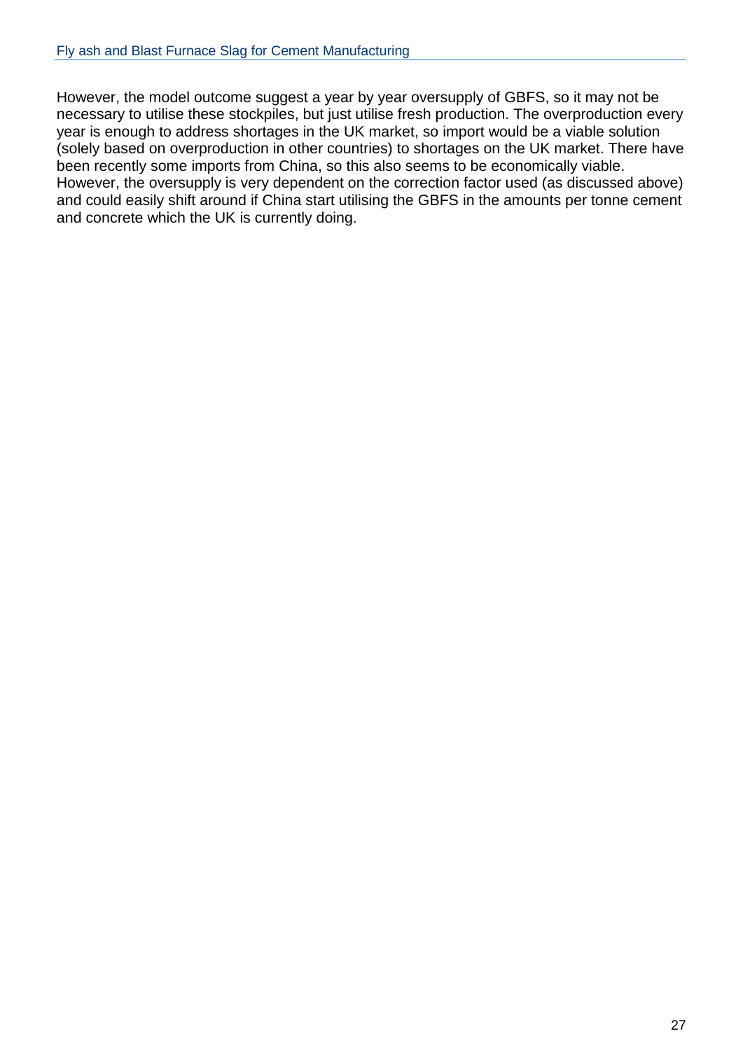However, the model outcome suggest a year by year oversupply of GBFS, so it may not be necessary to utilise these stockpiles, but just utilise fresh production. The overproduction every year is enough to address shortages in the UK market, so import would be a viable solution (solely based on overproduction in other countries) to shortages on the UK market. There have been recently some imports from China, so this also seems to be economically viable. However, the oversupply is very dependent on the correction factor used (as discussed above) and could easily shift around if China start utilising the GBFS in the amounts per tonne cement and concrete which the UK is currently doing.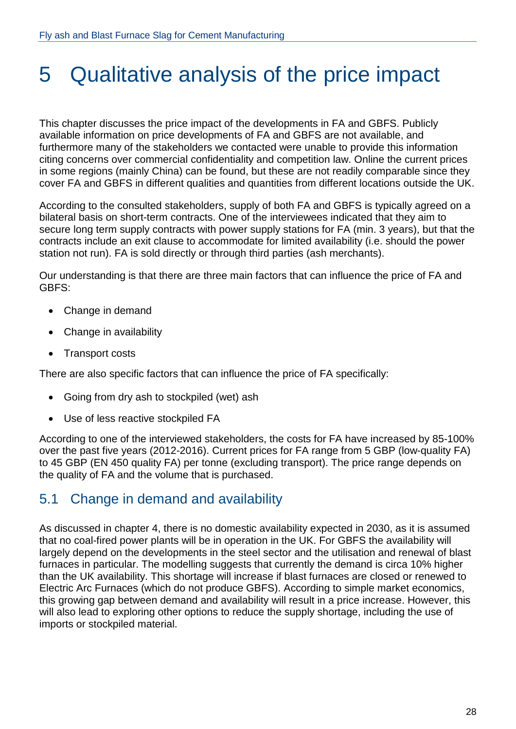# 5 Qualitative analysis of the price impact

This chapter discusses the price impact of the developments in FA and GBFS. Publicly available information on price developments of FA and GBFS are not available, and furthermore many of the stakeholders we contacted were unable to provide this information citing concerns over commercial confidentiality and competition law. Online the current prices in some regions (mainly China) can be found, but these are not readily comparable since they cover FA and GBFS in different qualities and quantities from different locations outside the UK.

According to the consulted stakeholders, supply of both FA and GBFS is typically agreed on a bilateral basis on short-term contracts. One of the interviewees indicated that they aim to secure long term supply contracts with power supply stations for FA (min. 3 years), but that the contracts include an exit clause to accommodate for limited availability (i.e. should the power station not run). FA is sold directly or through third parties (ash merchants).

Our understanding is that there are three main factors that can influence the price of FA and GBFS:

- Change in demand
- Change in availability
- Transport costs

There are also specific factors that can influence the price of FA specifically:

- Going from dry ash to stockpiled (wet) ash
- Use of less reactive stockpiled FA

According to one of the interviewed stakeholders, the costs for FA have increased by 85-100% over the past five years (2012-2016). Current prices for FA range from 5 GBP (low-quality FA) to 45 GBP (EN 450 quality FA) per tonne (excluding transport). The price range depends on the quality of FA and the volume that is purchased.

## 5.1 Change in demand and availability

As discussed in chapter 4, there is no domestic availability expected in 2030, as it is assumed that no coal-fired power plants will be in operation in the UK. For GBFS the availability will largely depend on the developments in the steel sector and the utilisation and renewal of blast furnaces in particular. The modelling suggests that currently the demand is circa 10% higher than the UK availability. This shortage will increase if blast furnaces are closed or renewed to Electric Arc Furnaces (which do not produce GBFS). According to simple market economics, this growing gap between demand and availability will result in a price increase. However, this will also lead to exploring other options to reduce the supply shortage, including the use of imports or stockpiled material.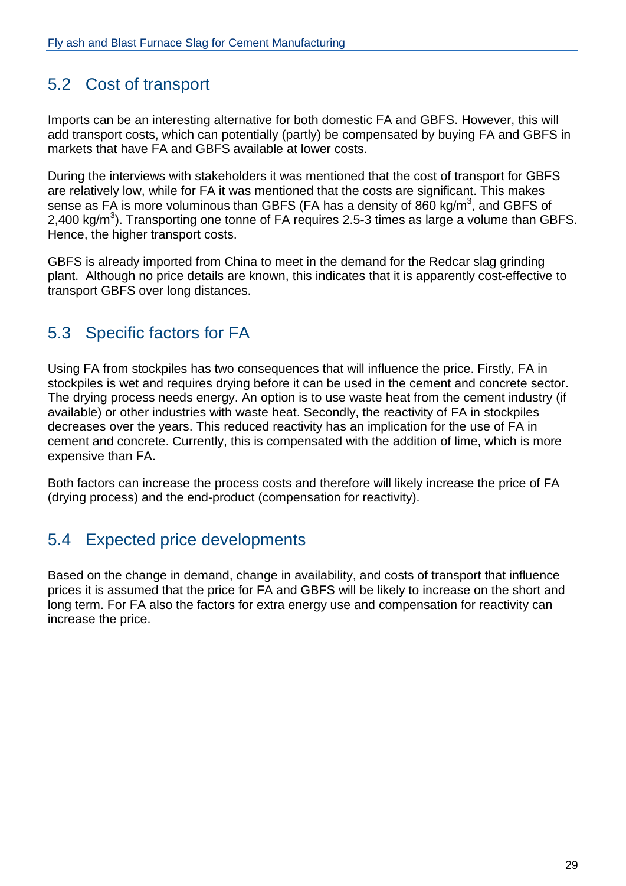## 5.2 Cost of transport

Imports can be an interesting alternative for both domestic FA and GBFS. However, this will add transport costs, which can potentially (partly) be compensated by buying FA and GBFS in markets that have FA and GBFS available at lower costs.

During the interviews with stakeholders it was mentioned that the cost of transport for GBFS are relatively low, while for FA it was mentioned that the costs are significant. This makes sense as FA is more voluminous than GBFS (FA has a density of 860 $kg/m^3$, and GBFS of 2,400 $kg/m^3$). Transporting one tonne of FA requires 2.5-3 times as large a volume than GBFS. Hence, the higher transport costs.

GBFS is already imported from China to meet in the demand for the Redcar slag grinding plant. Although no price details are known, this indicates that it is apparently cost-effective to transport GBFS over long distances.

## 5.3 Specific factors for FA

Using FA from stockpiles has two consequences that will influence the price. Firstly, FA in stockpiles is wet and requires drying before it can be used in the cement and concrete sector. The drying process needs energy. An option is to use waste heat from the cement industry (if available) or other industries with waste heat. Secondly, the reactivity of FA in stockpiles decreases over the years. This reduced reactivity has an implication for the use of FA in cement and concrete. Currently, this is compensated with the addition of lime, which is more expensive than FA.

Both factors can increase the process costs and therefore will likely increase the price of FA (drying process) and the end-product (compensation for reactivity).

## 5.4 Expected price developments

Based on the change in demand, change in availability, and costs of transport that influence prices it is assumed that the price for FA and GBFS will be likely to increase on the short and long term. For FA also the factors for extra energy use and compensation for reactivity can increase the price.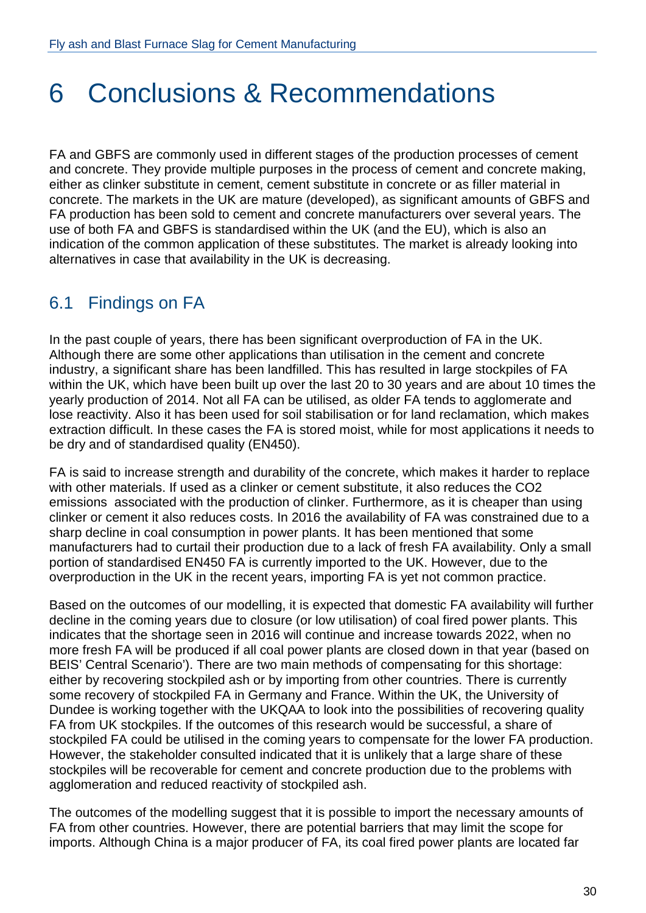# 6 Conclusions & Recommendations

FA and GBFS are commonly used in different stages of the production processes of cement and concrete. They provide multiple purposes in the process of cement and concrete making, either as clinker substitute in cement, cement substitute in concrete or as filler material in concrete. The markets in the UK are mature (developed), as significant amounts of GBFS and FA production has been sold to cement and concrete manufacturers over several years. The use of both FA and GBFS is standardised within the UK (and the EU), which is also an indication of the common application of these substitutes. The market is already looking into alternatives in case that availability in the UK is decreasing.

## 6.1 Findings on FA

In the past couple of years, there has been significant overproduction of FA in the UK. Although there are some other applications than utilisation in the cement and concrete industry, a significant share has been landfilled. This has resulted in large stockpiles of FA within the UK, which have been built up over the last 20 to 30 years and are about 10 times the yearly production of 2014. Not all FA can be utilised, as older FA tends to agglomerate and lose reactivity. Also it has been used for soil stabilisation or for land reclamation, which makes extraction difficult. In these cases the FA is stored moist, while for most applications it needs to be dry and of standardised quality (EN450).

FA is said to increase strength and durability of the concrete, which makes it harder to replace with other materials. If used as a clinker or cement substitute, it also reduces the $CO_2$ emissions associated with the production of clinker. Furthermore, as it is cheaper than using clinker or cement it also reduces costs. In 2016 the availability of FA was constrained due to a sharp decline in coal consumption in power plants. It has been mentioned that some manufacturers had to curtail their production due to a lack of fresh FA availability. Only a small portion of standardised EN450 FA is currently imported to the UK. However, due to the overproduction in the UK in the recent years, importing FA is yet not common practice.

Based on the outcomes of our modelling, it is expected that domestic FA availability will further decline in the coming years due to closure (or low utilisation) of coal fired power plants. This indicates that the shortage seen in 2016 will continue and increase towards 2022, when no more fresh FA will be produced if all coal power plants are closed down in that year (based on BEIS' Central Scenario'). There are two main methods of compensating for this shortage: either by recovering stockpiled ash or by importing from other countries. There is currently some recovery of stockpiled FA in Germany and France. Within the UK, the University of Dundee is working together with the UKQAA to look into the possibilities of recovering quality FA from UK stockpiles. If the outcomes of this research would be successful, a share of stockpiled FA could be utilised in the coming years to compensate for the lower FA production. However, the stakeholder consulted indicated that it is unlikely that a large share of these stockpiles will be recoverable for cement and concrete production due to the problems with agglomeration and reduced reactivity of stockpiled ash.

The outcomes of the modelling suggest that it is possible to import the necessary amounts of FA from other countries. However, there are potential barriers that may limit the scope for imports. Although China is a major producer of FA, its coal fired power plants are located far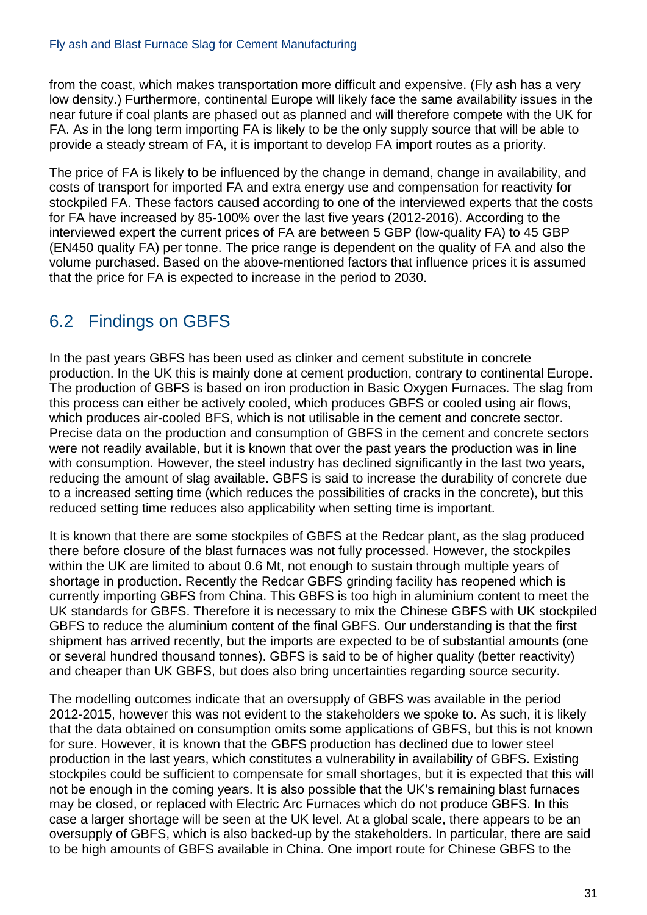from the coast, which makes transportation more difficult and expensive. (Fly ash has a very low density.) Furthermore, continental Europe will likely face the same availability issues in the near future if coal plants are phased out as planned and will therefore compete with the UK for FA. As in the long term importing FA is likely to be the only supply source that will be able to provide a steady stream of FA, it is important to develop FA import routes as a priority.

The price of FA is likely to be influenced by the change in demand, change in availability, and costs of transport for imported FA and extra energy use and compensation for reactivity for stockpiled FA. These factors caused according to one of the interviewed experts that the costs for FA have increased by 85-100% over the last five years (2012-2016). According to the interviewed expert the current prices of FA are between 5 GBP (low-quality FA) to 45 GBP (EN450 quality FA) per tonne. The price range is dependent on the quality of FA and also the volume purchased. Based on the above-mentioned factors that influence prices it is assumed that the price for FA is expected to increase in the period to 2030.

## 6.2 Findings on GBFS

In the past years GBFS has been used as clinker and cement substitute in concrete production. In the UK this is mainly done at cement production, contrary to continental Europe. The production of GBFS is based on iron production in Basic Oxygen Furnaces. The slag from this process can either be actively cooled, which produces GBFS or cooled using air flows, which produces air-cooled BFS, which is not utilisable in the cement and concrete sector. Precise data on the production and consumption of GBFS in the cement and concrete sectors were not readily available, but it is known that over the past years the production was in line with consumption. However, the steel industry has declined significantly in the last two years, reducing the amount of slag available. GBFS is said to increase the durability of concrete due to a increased setting time (which reduces the possibilities of cracks in the concrete), but this reduced setting time reduces also applicability when setting time is important.

It is known that there are some stockpiles of GBFS at the Redcar plant, as the slag produced there before closure of the blast furnaces was not fully processed. However, the stockpiles within the UK are limited to about 0.6 Mt, not enough to sustain through multiple years of shortage in production. Recently the Redcar GBFS grinding facility has reopened which is currently importing GBFS from China. This GBFS is too high in aluminium content to meet the UK standards for GBFS. Therefore it is necessary to mix the Chinese GBFS with UK stockpiled GBFS to reduce the aluminium content of the final GBFS. Our understanding is that the first shipment has arrived recently, but the imports are expected to be of substantial amounts (one or several hundred thousand tonnes). GBFS is said to be of higher quality (better reactivity) and cheaper than UK GBFS, but does also bring uncertainties regarding source security.

The modelling outcomes indicate that an oversupply of GBFS was available in the period 2012-2015, however this was not evident to the stakeholders we spoke to. As such, it is likely that the data obtained on consumption omits some applications of GBFS, but this is not known for sure. However, it is known that the GBFS production has declined due to lower steel production in the last years, which constitutes a vulnerability in availability of GBFS. Existing stockpiles could be sufficient to compensate for small shortages, but it is expected that this will not be enough in the coming years. It is also possible that the UK's remaining blast furnaces may be closed, or replaced with Electric Arc Furnaces which do not produce GBFS. In this case a larger shortage will be seen at the UK level. At a global scale, there appears to be an oversupply of GBFS, which is also backed-up by the stakeholders. In particular, there are said to be high amounts of GBFS available in China. One import route for Chinese GBFS to the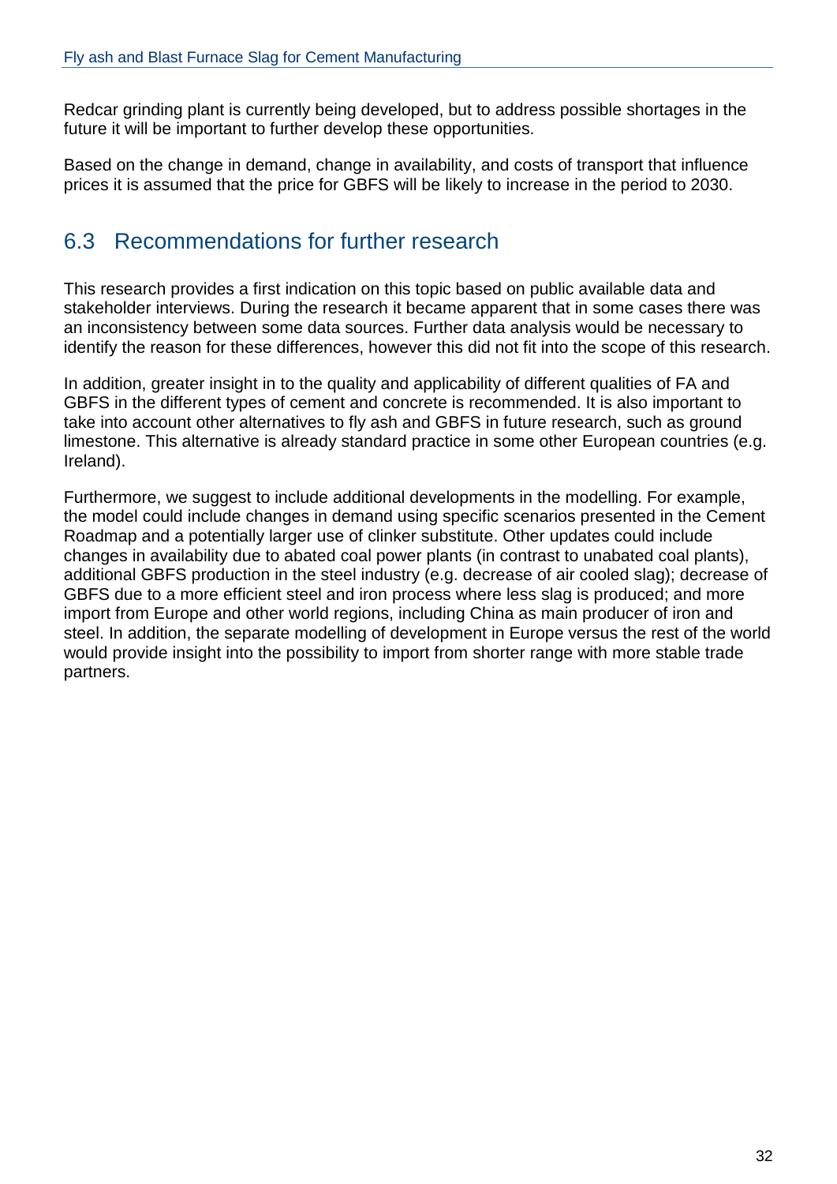Redcar grinding plant is currently being developed, but to address possible shortages in the future it will be important to further develop these opportunities.

Based on the change in demand, change in availability, and costs of transport that influence prices it is assumed that the price for GBFS will be likely to increase in the period to 2030.

## 6.3 Recommendations for further research

This research provides a first indication on this topic based on public available data and stakeholder interviews. During the research it became apparent that in some cases there was an inconsistency between some data sources. Further data analysis would be necessary to identify the reason for these differences, however this did not fit into the scope of this research.

In addition, greater insight in to the quality and applicability of different qualities of FA and GBFS in the different types of cement and concrete is recommended. It is also important to take into account other alternatives to fly ash and GBFS in future research, such as ground limestone. This alternative is already standard practice in some other European countries (e.g. Ireland).

Furthermore, we suggest to include additional developments in the modelling. For example, the model could include changes in demand using specific scenarios presented in the Cement Roadmap and a potentially larger use of clinker substitute. Other updates could include changes in availability due to abated coal power plants (in contrast to unabated coal plants), additional GBFS production in the steel industry (e.g. decrease of air cooled slag); decrease of GBFS due to a more efficient steel and iron process where less slag is produced; and more import from Europe and other world regions, including China as main producer of iron and steel. In addition, the separate modelling of development in Europe versus the rest of the world would provide insight into the possibility to import from shorter range with more stable trade partners.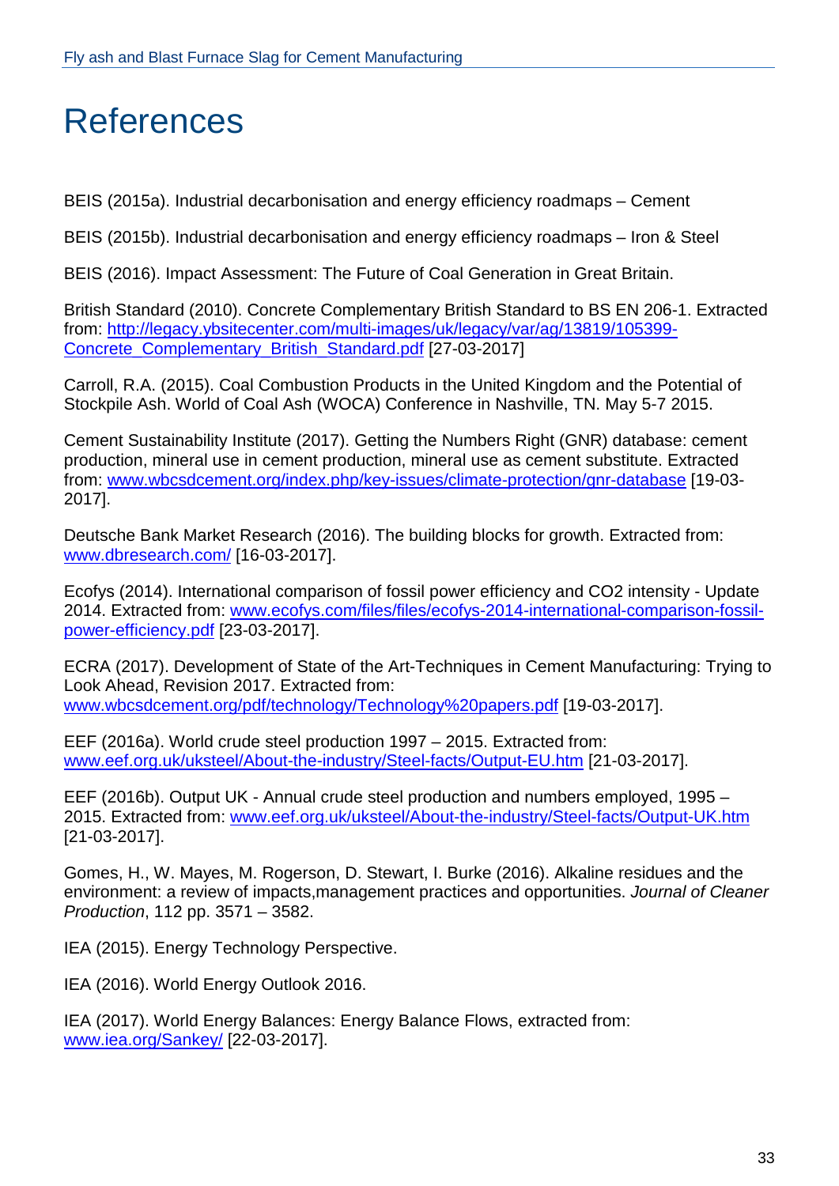# References

BEIS (2015a). Industrial decarbonisation and energy efficiency roadmaps – Cement

BEIS (2015b). Industrial decarbonisation and energy efficiency roadmaps – Iron & Steel

BEIS (2016). Impact Assessment: The Future of Coal Generation in Great Britain.

British Standard (2010). Concrete Complementary British Standard to BS EN 206-1. Extracted from: http://legacy.ybsitecenter.com/multi-images/uk/legacy/var/ag/13819/105399-Concrete_Complementary_British_Standard.pdf [27-03-2017]

Carroll, R.A. (2015). Coal Combustion Products in the United Kingdom and the Potential of Stockpile Ash. World of Coal Ash (WOCA) Conference in Nashville, TN. May 5-7 2015.

Cement Sustainability Institute (2017). Getting the Numbers Right (GNR) database: cement production, mineral use in cement production, mineral use as cement substitute. Extracted from: www.wbcsdcement.org/index.php/key-issues/climate-protection/gnr-database [19-03-2017].

Deutsche Bank Market Research (2016). The building blocks for growth. Extracted from: www.dbresearch.com/ [16-03-2017].

Ecofys (2014). International comparison of fossil power efficiency and CO2 intensity - Update 2014. Extracted from: www.ecofys.com/files/files/ecofys-2014-international-comparison-fossil-power-efficiency.pdf [23-03-2017].

ECRA (2017). Development of State of the Art-Techniques in Cement Manufacturing: Trying to Look Ahead, Revision 2017. Extracted from: www.wbcsdcement.org/pdf/technology/Technology%20papers.pdf [19-03-2017].

EEF (2016a). World crude steel production 1997 – 2015. Extracted from: www.eef.org.uk/uksteel/About-the-industry/Steel-facts/Output-EU.htm [21-03-2017].

EEF (2016b). Output UK - Annual crude steel production and numbers employed, 1995 – 2015. Extracted from: www.eef.org.uk/uksteel/About-the-industry/Steel-facts/Output-UK.htm [21-03-2017].

Gomes, H., W. Mayes, M. Rogerson, D. Stewart, I. Burke (2016). Alkaline residues and the environment: a review of impacts,management practices and opportunities. *Journal of Cleaner Production*, 112 pp. 3571 – 3582.

IEA (2015). Energy Technology Perspective.

IEA (2016). World Energy Outlook 2016.

IEA (2017). World Energy Balances: Energy Balance Flows, extracted from: www.iea.org/Sankey/ [22-03-2017].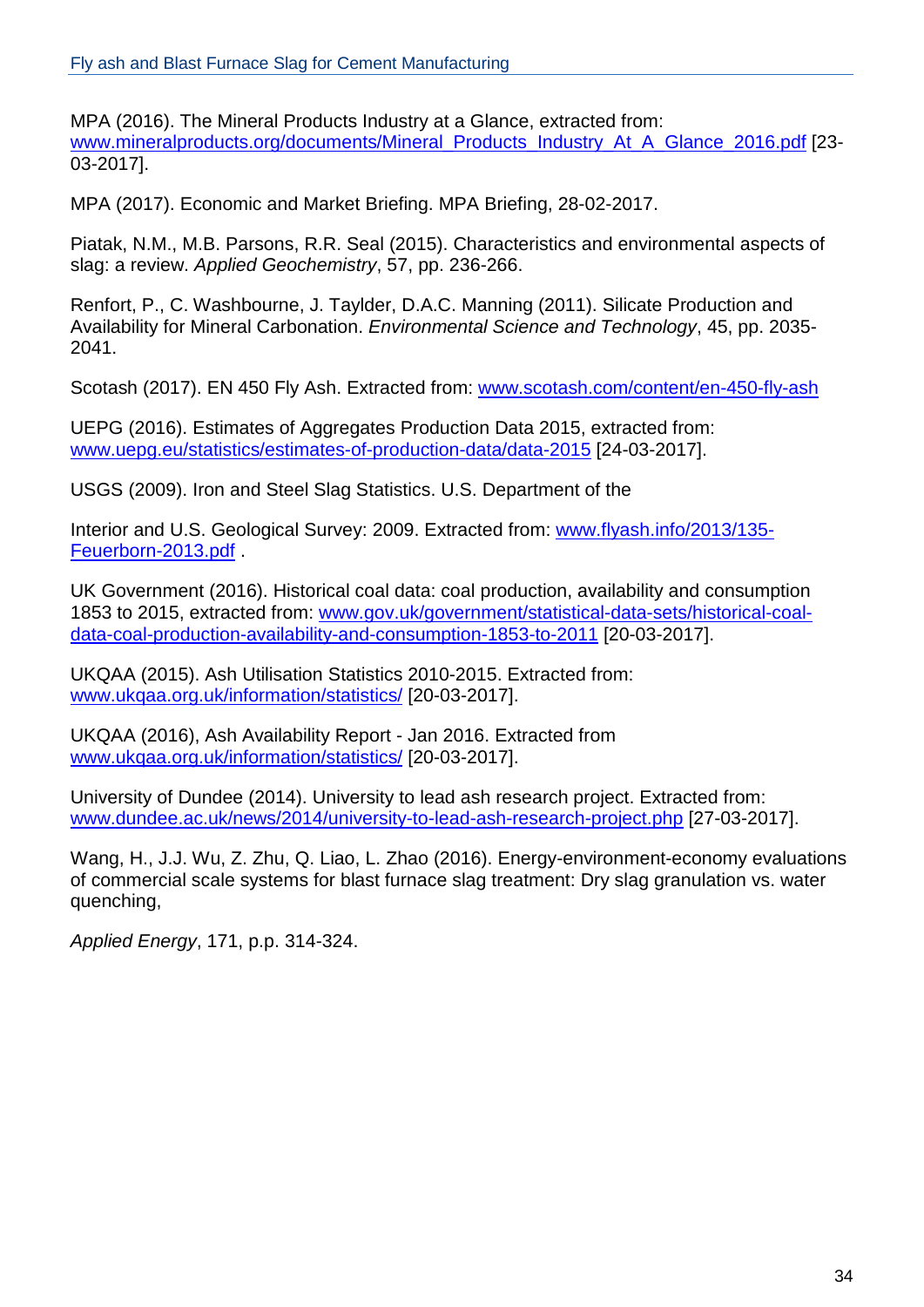MPA (2016). The Mineral Products Industry at a Glance, extracted from: www.mineralproducts.org/documents/Mineral_Products_Industry_At_A_Glance_2016.pdf [23-03-2017].

MPA (2017). Economic and Market Briefing. MPA Briefing, 28-02-2017.

Piatak, N.M., M.B. Parsons, R.R. Seal (2015). Characteristics and environmental aspects of slag: a review. *Applied Geochemistry*, 57, pp. 236-266.

Renfort, P., C. Washbourne, J. Taylder, D.A.C. Manning (2011). Silicate Production and Availability for Mineral Carbonation. *Environmental Science and Technology*, 45, pp. 2035-2041.

Scotash (2017). EN 450 Fly Ash. Extracted from: www.scotash.com/content/en-450-fly-ash

UEPG (2016). Estimates of Aggregates Production Data 2015, extracted from: www.uepg.eu/statistics/estimates-of-production-data/data-2015 [24-03-2017].

USGS (2009). Iron and Steel Slag Statistics. U.S. Department of the

Interior and U.S. Geological Survey: 2009. Extracted from: www.flyash.info/2013/135-Feuerborn-2013.pdf .

UK Government (2016). Historical coal data: coal production, availability and consumption 1853 to 2015, extracted from: www.gov.uk/government/statistical-data-sets/historical-coal-data-coal-production-availability-and-consumption-1853-to-2011 [20-03-2017].

UKQAA (2015). Ash Utilisation Statistics 2010-2015. Extracted from: www.ukqaa.org.uk/information/statistics/ [20-03-2017].

UKQAA (2016), Ash Availability Report - Jan 2016. Extracted from www.ukqaa.org.uk/information/statistics/ [20-03-2017].

University of Dundee (2014). University to lead ash research project. Extracted from: www.dundee.ac.uk/news/2014/university-to-lead-ash-research-project.php [27-03-2017].

Wang, H., J.J. Wu, Z. Zhu, Q. Liao, L. Zhao (2016). Energy-environment-economy evaluations of commercial scale systems for blast furnace slag treatment: Dry slag granulation vs. water quenching,

*Applied Energy*, 171, p.p. 314-324.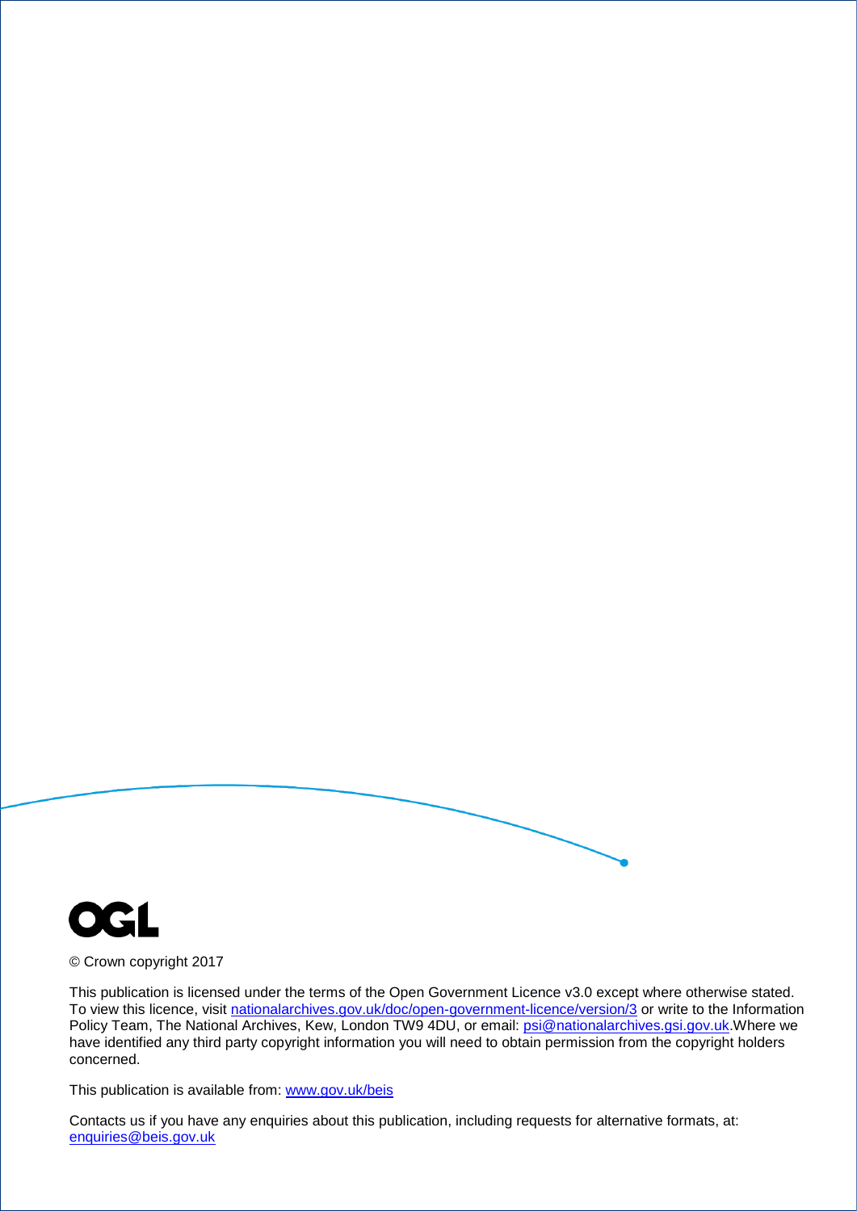OGL

© Crown copyright 2017

This publication is licensed under the terms of the Open Government Licence v3.0 except where otherwise stated. To view this licence, visit nationalarchives.gov.uk/doc/open-government-licence/version/3 or write to the Information Policy Team, The National Archives, Kew, London TW9 4DU, or email: psi@nationalarchives.gsi.gov.uk.Where we have identified any third party copyright information you will need to obtain permission from the copyright holders concerned.

This publication is available from: www.gov.uk/beis

Contacts us if you have any enquiries about this publication, including requests for alternative formats, at: enquiries@beis.gov.uk